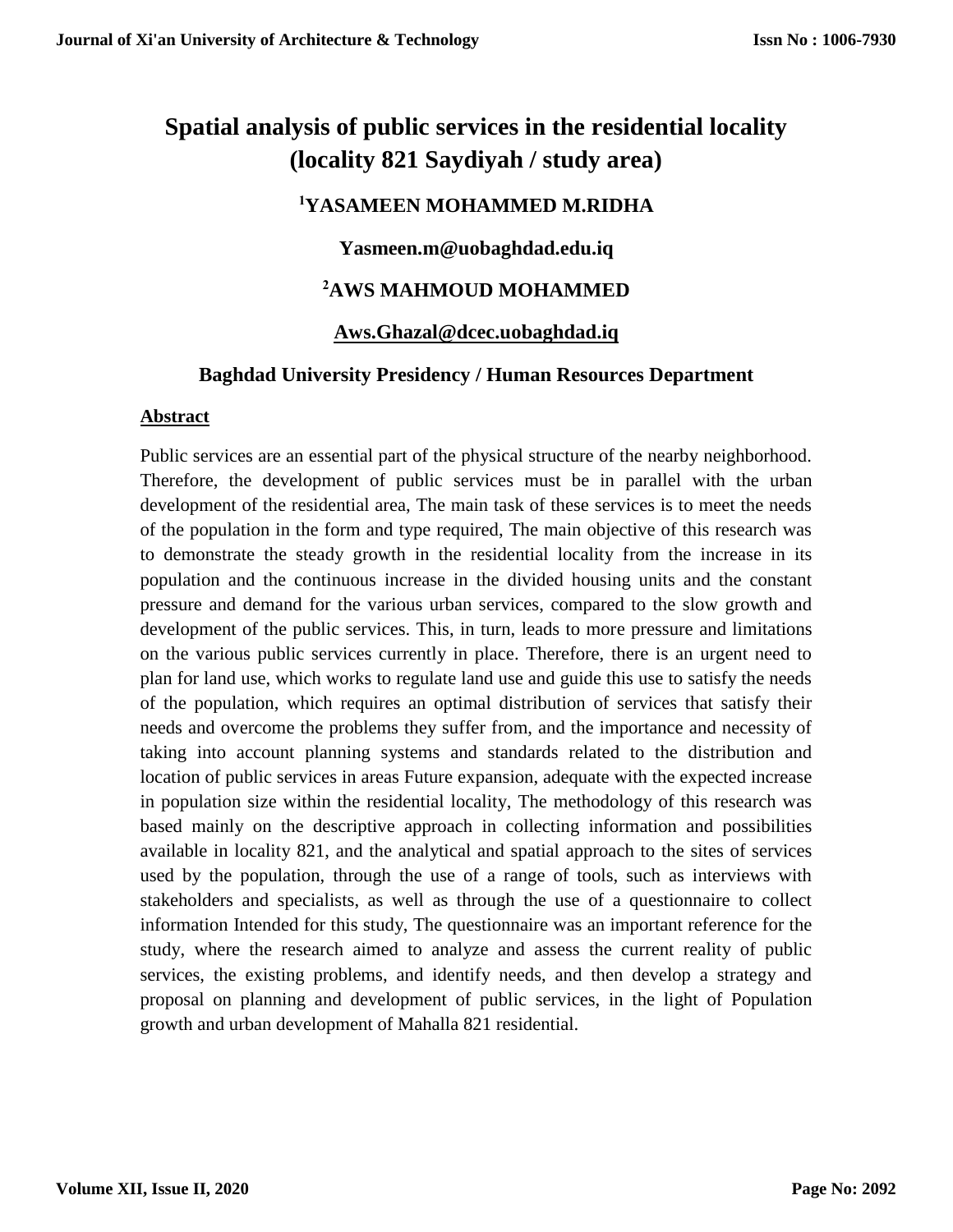# Spatial analysis of public services in the residential locality (locality 821 Saydiyah / study area)

**[1]YASAMEEN MOHAMMED M.RIDHA**

**Yasmeen.m@uobaghdad.edu.iq**

**[2]AWS MAHMOUD MOHAMMED**

**Aws.Ghazal@dcec.uobaghdad.iq**

**Baghdad University Presidency / Human Resources Department**

## Abstract

Public services are an essential part of the physical structure of the nearby neighborhood. Therefore, the development of public services must be in parallel with the urban development of the residential area, The main task of these services is to meet the needs of the population in the form and type required, The main objective of this research was to demonstrate the steady growth in the residential locality from the increase in its population and the continuous increase in the divided housing units and the constant pressure and demand for the various urban services, compared to the slow growth and development of the public services. This, in turn, leads to more pressure and limitations on the various public services currently in place. Therefore, there is an urgent need to plan for land use, which works to regulate land use and guide this use to satisfy the needs of the population, which requires an optimal distribution of services that satisfy their needs and overcome the problems they suffer from, and the importance and necessity of taking into account planning systems and standards related to the distribution and location of public services in areas Future expansion, adequate with the expected increase in population size within the residential locality, The methodology of this research was based mainly on the descriptive approach in collecting information and possibilities available in locality 821, and the analytical and spatial approach to the sites of services used by the population, through the use of a range of tools, such as interviews with stakeholders and specialists, as well as through the use of a questionnaire to collect information Intended for this study, The questionnaire was an important reference for the study, where the research aimed to analyze and assess the current reality of public services, the existing problems, and identify needs, and then develop a strategy and proposal on planning and development of public services, in the light of Population growth and urban development of Mahalla 821 residential.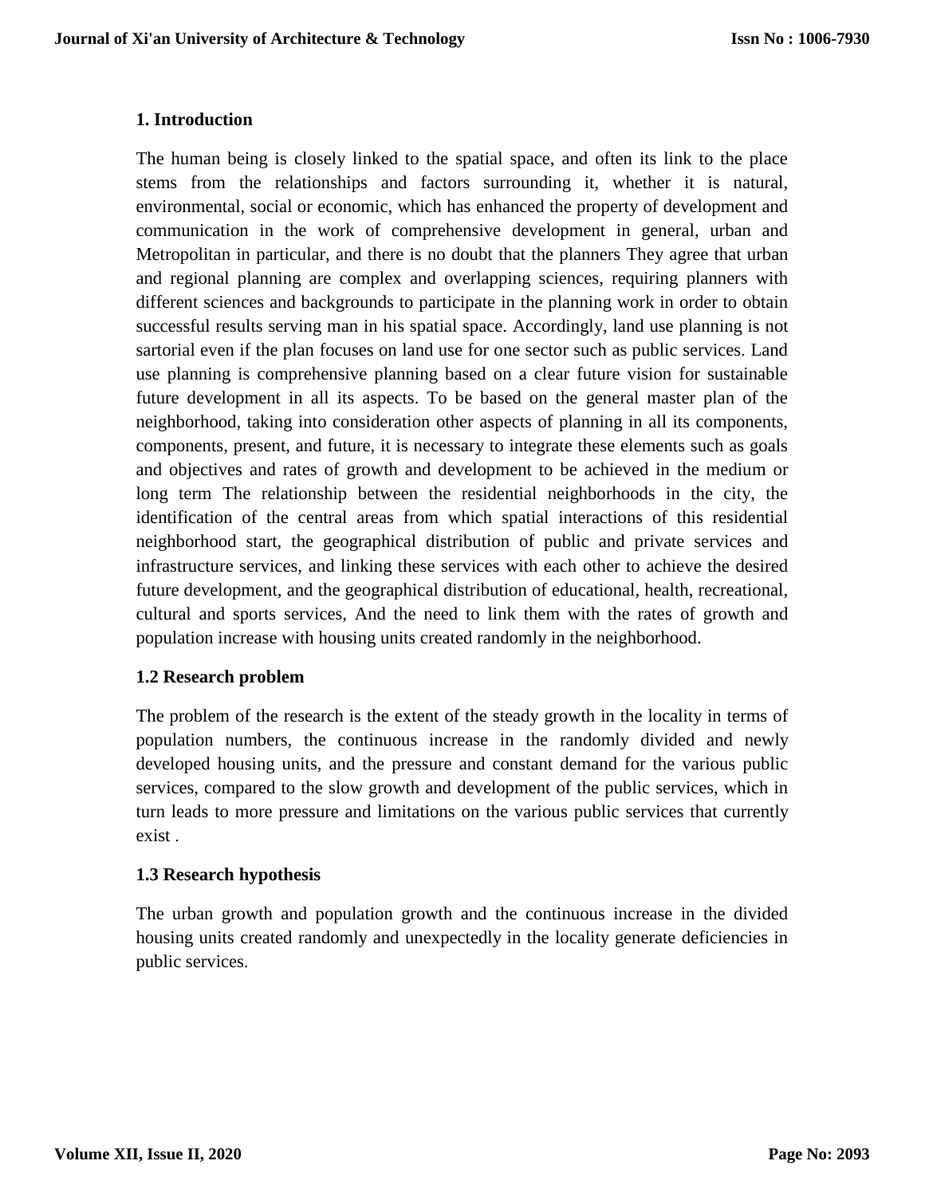## 1. Introduction

The human being is closely linked to the spatial space, and often its link to the place stems from the relationships and factors surrounding it, whether it is natural, environmental, social or economic, which has enhanced the property of development and communication in the work of comprehensive development in general, urban and Metropolitan in particular, and there is no doubt that the planners They agree that urban and regional planning are complex and overlapping sciences, requiring planners with different sciences and backgrounds to participate in the planning work in order to obtain successful results serving man in his spatial space. Accordingly, land use planning is not sartorial even if the plan focuses on land use for one sector such as public services. Land use planning is comprehensive planning based on a clear future vision for sustainable future development in all its aspects. To be based on the general master plan of the neighborhood, taking into consideration other aspects of planning in all its components, components, present, and future, it is necessary to integrate these elements such as goals and objectives and rates of growth and development to be achieved in the medium or long term The relationship between the residential neighborhoods in the city, the identification of the central areas from which spatial interactions of this residential neighborhood start, the geographical distribution of public and private services and infrastructure services, and linking these services with each other to achieve the desired future development, and the geographical distribution of educational, health, recreational, cultural and sports services, And the need to link them with the rates of growth and population increase with housing units created randomly in the neighborhood.

### 1.2 Research problem

The problem of the research is the extent of the steady growth in the locality in terms of population numbers, the continuous increase in the randomly divided and newly developed housing units, and the pressure and constant demand for the various public services, compared to the slow growth and development of the public services, which in turn leads to more pressure and limitations on the various public services that currently exist .

### 1.3 Research hypothesis

The urban growth and population growth and the continuous increase in the divided housing units created randomly and unexpectedly in the locality generate deficiencies in public services.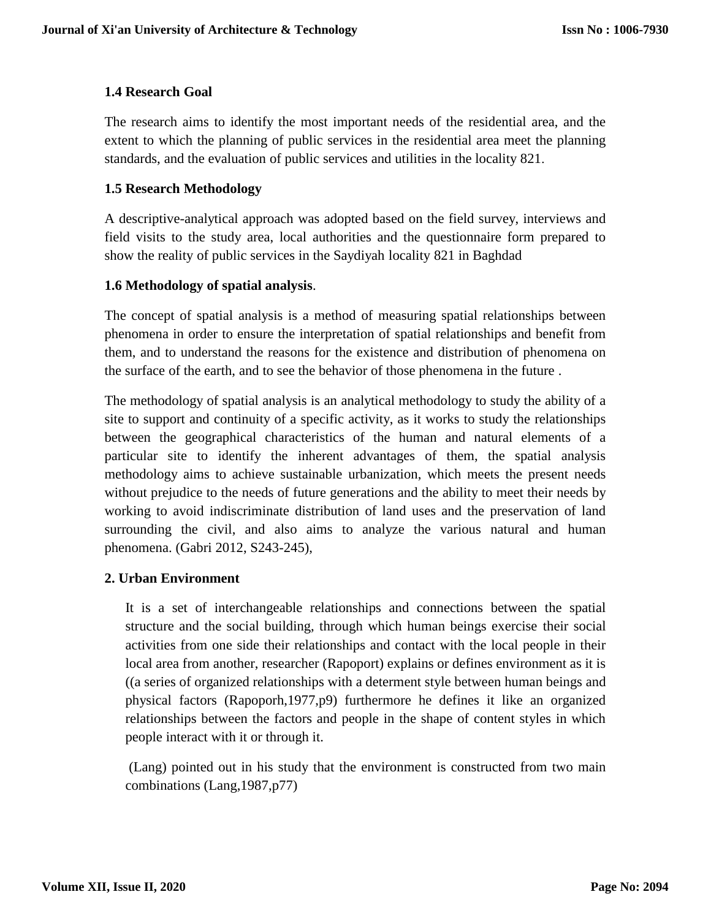### 1.4 Research Goal

The research aims to identify the most important needs of the residential area, and the extent to which the planning of public services in the residential area meet the planning standards, and the evaluation of public services and utilities in the locality 821.

### 1.5 Research Methodology

A descriptive-analytical approach was adopted based on the field survey, interviews and field visits to the study area, local authorities and the questionnaire form prepared to show the reality of public services in the Saydiyah locality 821 in Baghdad

### 1.6 Methodology of spatial analysis.

The concept of spatial analysis is a method of measuring spatial relationships between phenomena in order to ensure the interpretation of spatial relationships and benefit from them, and to understand the reasons for the existence and distribution of phenomena on the surface of the earth, and to see the behavior of those phenomena in the future .

The methodology of spatial analysis is an analytical methodology to study the ability of a site to support and continuity of a specific activity, as it works to study the relationships between the geographical characteristics of the human and natural elements of a particular site to identify the inherent advantages of them, the spatial analysis methodology aims to achieve sustainable urbanization, which meets the present needs without prejudice to the needs of future generations and the ability to meet their needs by working to avoid indiscriminate distribution of land uses and the preservation of land surrounding the civil, and also aims to analyze the various natural and human phenomena. (Gabri 2012, S243-245),

## 2. Urban Environment

It is a set of interchangeable relationships and connections between the spatial structure and the social building, through which human beings exercise their social activities from one side their relationships and contact with the local people in their local area from another, researcher (Rapoport) explains or defines environment as it is ((a series of organized relationships with a determent style between human beings and physical factors (Rapoporh,1977,p9) furthermore he defines it like an organized relationships between the factors and people in the shape of content styles in which people interact with it or through it.

(Lang) pointed out in his study that the environment is constructed from two main combinations (Lang,1987,p77)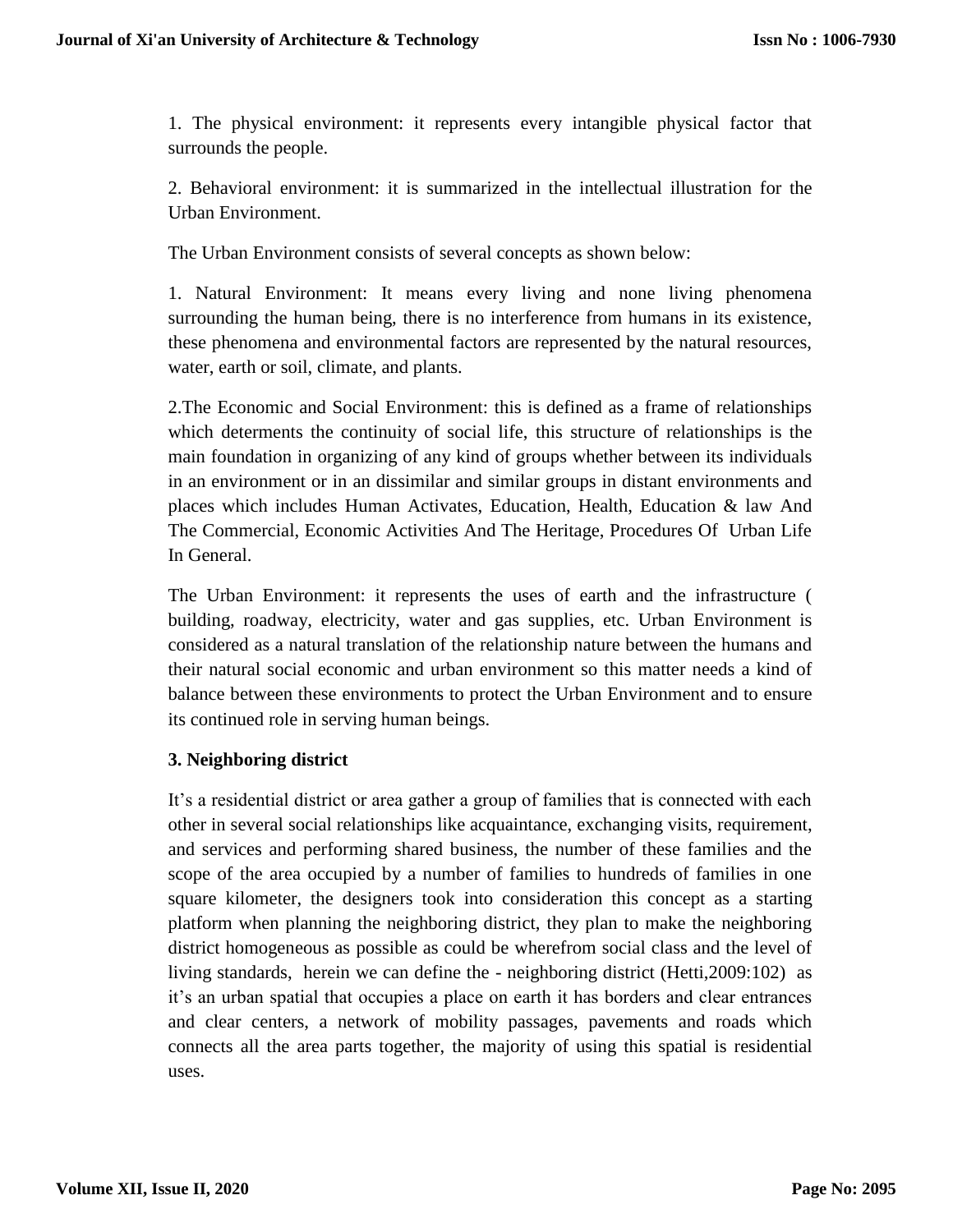1. The physical environment: it represents every intangible physical factor that surrounds the people.

2. Behavioral environment: it is summarized in the intellectual illustration for the Urban Environment.

The Urban Environment consists of several concepts as shown below:

1. Natural Environment: It means every living and none living phenomena surrounding the human being, there is no interference from humans in its existence, these phenomena and environmental factors are represented by the natural resources, water, earth or soil, climate, and plants.

2.The Economic and Social Environment: this is defined as a frame of relationships which determents the continuity of social life, this structure of relationships is the main foundation in organizing of any kind of groups whether between its individuals in an environment or in an dissimilar and similar groups in distant environments and places which includes Human Activates, Education, Health, Education & law And The Commercial, Economic Activities And The Heritage, Procedures Of Urban Life In General.

The Urban Environment: it represents the uses of earth and the infrastructure ( building, roadway, electricity, water and gas supplies, etc. Urban Environment is considered as a natural translation of the relationship nature between the humans and their natural social economic and urban environment so this matter needs a kind of balance between these environments to protect the Urban Environment and to ensure its continued role in serving human beings.

### 3. Neighboring district

It's a residential district or area gather a group of families that is connected with each other in several social relationships like acquaintance, exchanging visits, requirement, and services and performing shared business, the number of these families and the scope of the area occupied by a number of families to hundreds of families in one square kilometer, the designers took into consideration this concept as a starting platform when planning the neighboring district, they plan to make the neighboring district homogeneous as possible as could be wherefrom social class and the level of living standards, herein we can define the - neighboring district (Hetti,2009:102) as it's an urban spatial that occupies a place on earth it has borders and clear entrances and clear centers, a network of mobility passages, pavements and roads which connects all the area parts together, the majority of using this spatial is residential uses.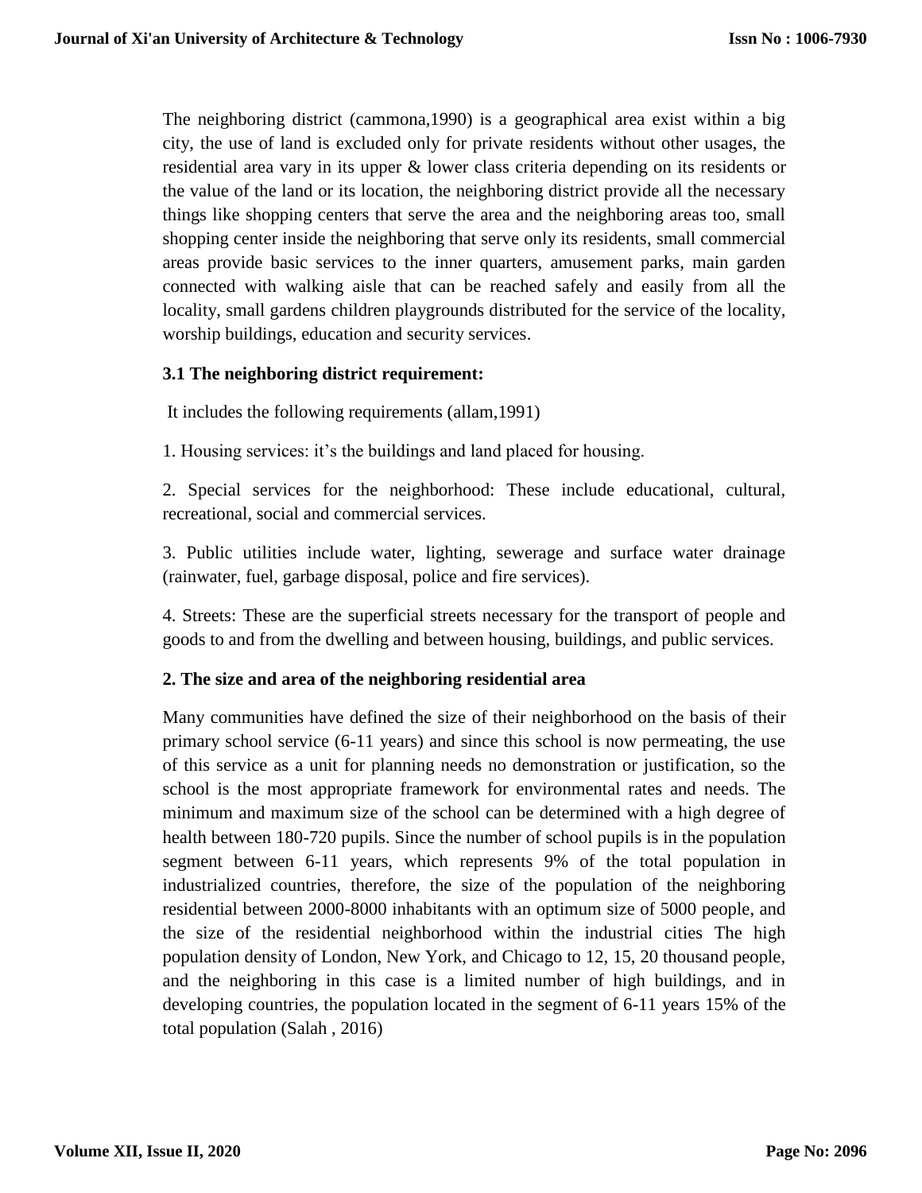The neighboring district (cammona,1990) is a geographical area exist within a big city, the use of land is excluded only for private residents without other usages, the residential area vary in its upper & lower class criteria depending on its residents or the value of the land or its location, the neighboring district provide all the necessary things like shopping centers that serve the area and the neighboring areas too, small shopping center inside the neighboring that serve only its residents, small commercial areas provide basic services to the inner quarters, amusement parks, main garden connected with walking aisle that can be reached safely and easily from all the locality, small gardens children playgrounds distributed for the service of the locality, worship buildings, education and security services.

### 3.1 The neighboring district requirement:

It includes the following requirements (allam,1991)

1. Housing services: it's the buildings and land placed for housing.

2. Special services for the neighborhood: These include educational, cultural, recreational, social and commercial services.

3. Public utilities include water, lighting, sewerage and surface water drainage (rainwater, fuel, garbage disposal, police and fire services).

4. Streets: These are the superficial streets necessary for the transport of people and goods to and from the dwelling and between housing, buildings, and public services.

### 2. The size and area of the neighboring residential area

Many communities have defined the size of their neighborhood on the basis of their primary school service (6-11 years) and since this school is now permeating, the use of this service as a unit for planning needs no demonstration or justification, so the school is the most appropriate framework for environmental rates and needs. The minimum and maximum size of the school can be determined with a high degree of health between 180-720 pupils. Since the number of school pupils is in the population segment between 6-11 years, which represents 9% of the total population in industrialized countries, therefore, the size of the population of the neighboring residential between 2000-8000 inhabitants with an optimum size of 5000 people, and the size of the residential neighborhood within the industrial cities The high population density of London, New York, and Chicago to 12, 15, 20 thousand people, and the neighboring in this case is a limited number of high buildings, and in developing countries, the population located in the segment of 6-11 years 15% of the total population (Salah , 2016)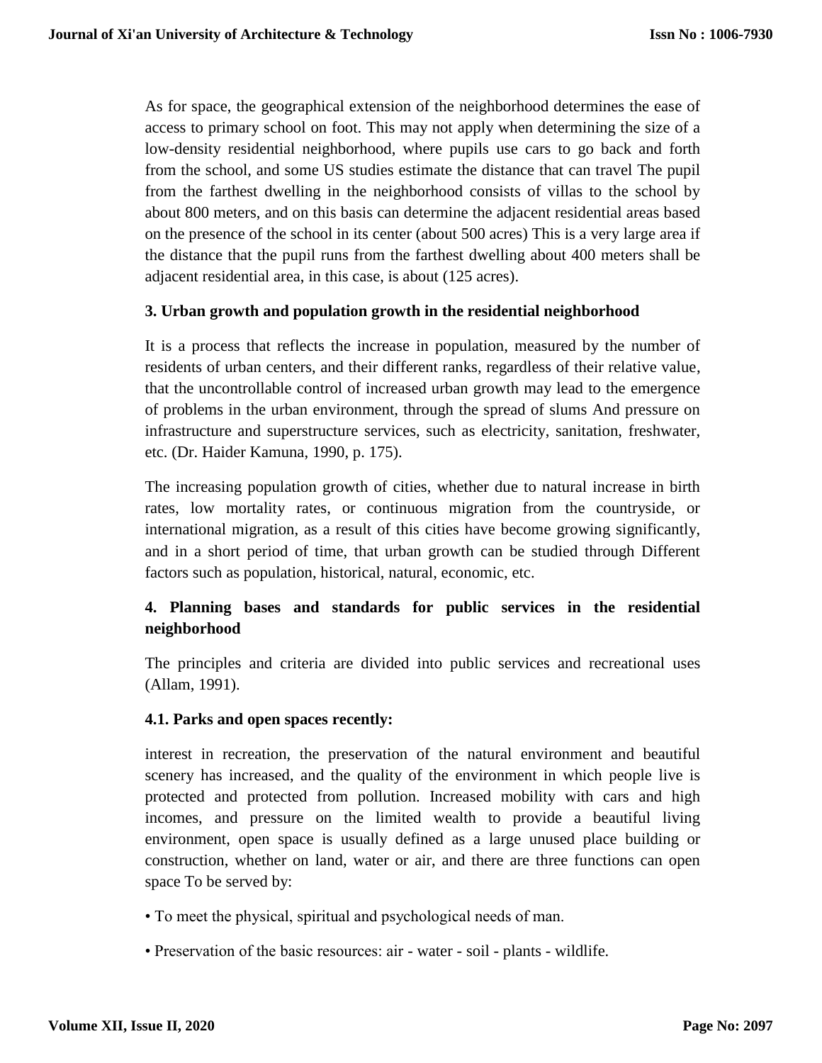As for space, the geographical extension of the neighborhood determines the ease of access to primary school on foot. This may not apply when determining the size of a low-density residential neighborhood, where pupils use cars to go back and forth from the school, and some US studies estimate the distance that can travel The pupil from the farthest dwelling in the neighborhood consists of villas to the school by about 800 meters, and on this basis can determine the adjacent residential areas based on the presence of the school in its center (about 500 acres) This is a very large area if the distance that the pupil runs from the farthest dwelling about 400 meters shall be adjacent residential area, in this case, is about (125 acres).

### 3. Urban growth and population growth in the residential neighborhood

It is a process that reflects the increase in population, measured by the number of residents of urban centers, and their different ranks, regardless of their relative value, that the uncontrollable control of increased urban growth may lead to the emergence of problems in the urban environment, through the spread of slums And pressure on infrastructure and superstructure services, such as electricity, sanitation, freshwater, etc. (Dr. Haider Kamuna, 1990, p. 175).

The increasing population growth of cities, whether due to natural increase in birth rates, low mortality rates, or continuous migration from the countryside, or international migration, as a result of this cities have become growing significantly, and in a short period of time, that urban growth can be studied through Different factors such as population, historical, natural, economic, etc.

### 4. Planning bases and standards for public services in the residential neighborhood

The principles and criteria are divided into public services and recreational uses (Allam, 1991).

#### 4.1. Parks and open spaces recently:

interest in recreation, the preservation of the natural environment and beautiful scenery has increased, and the quality of the environment in which people live is protected and protected from pollution. Increased mobility with cars and high incomes, and pressure on the limited wealth to provide a beautiful living environment, open space is usually defined as a large unused place building or construction, whether on land, water or air, and there are three functions can open space To be served by:

- To meet the physical, spiritual and psychological needs of man.
- Preservation of the basic resources: air - water - soil - plants - wildlife.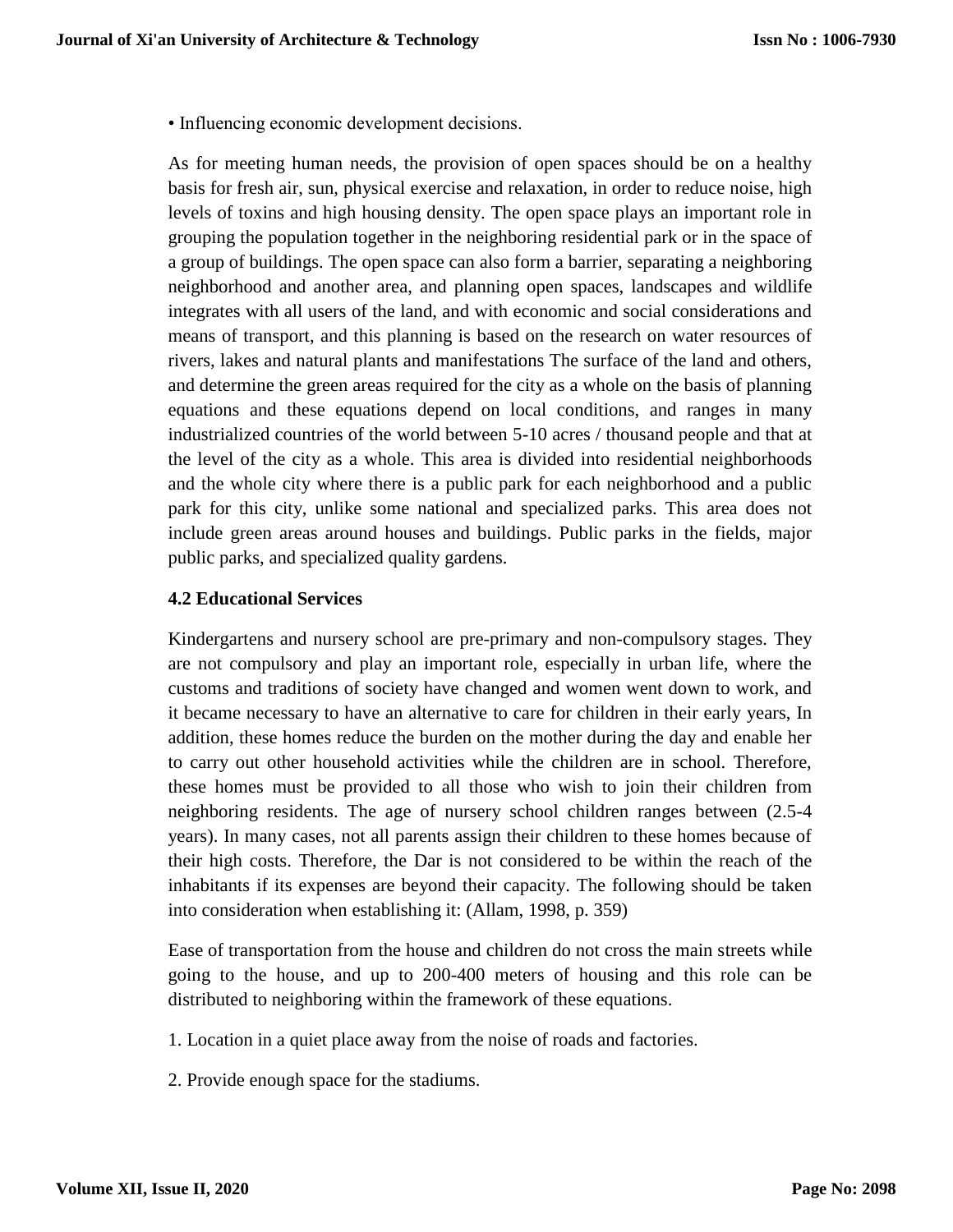• Influencing economic development decisions.

As for meeting human needs, the provision of open spaces should be on a healthy basis for fresh air, sun, physical exercise and relaxation, in order to reduce noise, high levels of toxins and high housing density. The open space plays an important role in grouping the population together in the neighboring residential park or in the space of a group of buildings. The open space can also form a barrier, separating a neighboring neighborhood and another area, and planning open spaces, landscapes and wildlife integrates with all users of the land, and with economic and social considerations and means of transport, and this planning is based on the research on water resources of rivers, lakes and natural plants and manifestations The surface of the land and others, and determine the green areas required for the city as a whole on the basis of planning equations and these equations depend on local conditions, and ranges in many industrialized countries of the world between 5-10 acres / thousand people and that at the level of the city as a whole. This area is divided into residential neighborhoods and the whole city where there is a public park for each neighborhood and a public park for this city, unlike some national and specialized parks. This area does not include green areas around houses and buildings. Public parks in the fields, major public parks, and specialized quality gardens.

### 4.2 Educational Services

Kindergartens and nursery school are pre-primary and non-compulsory stages. They are not compulsory and play an important role, especially in urban life, where the customs and traditions of society have changed and women went down to work, and it became necessary to have an alternative to care for children in their early years, In addition, these homes reduce the burden on the mother during the day and enable her to carry out other household activities while the children are in school. Therefore, these homes must be provided to all those who wish to join their children from neighboring residents. The age of nursery school children ranges between (2.5-4 years). In many cases, not all parents assign their children to these homes because of their high costs. Therefore, the Dar is not considered to be within the reach of the inhabitants if its expenses are beyond their capacity. The following should be taken into consideration when establishing it: (Allam, 1998, p. 359)

Ease of transportation from the house and children do not cross the main streets while going to the house, and up to 200-400 meters of housing and this role can be distributed to neighboring within the framework of these equations.

1. Location in a quiet place away from the noise of roads and factories.

2. Provide enough space for the stadiums.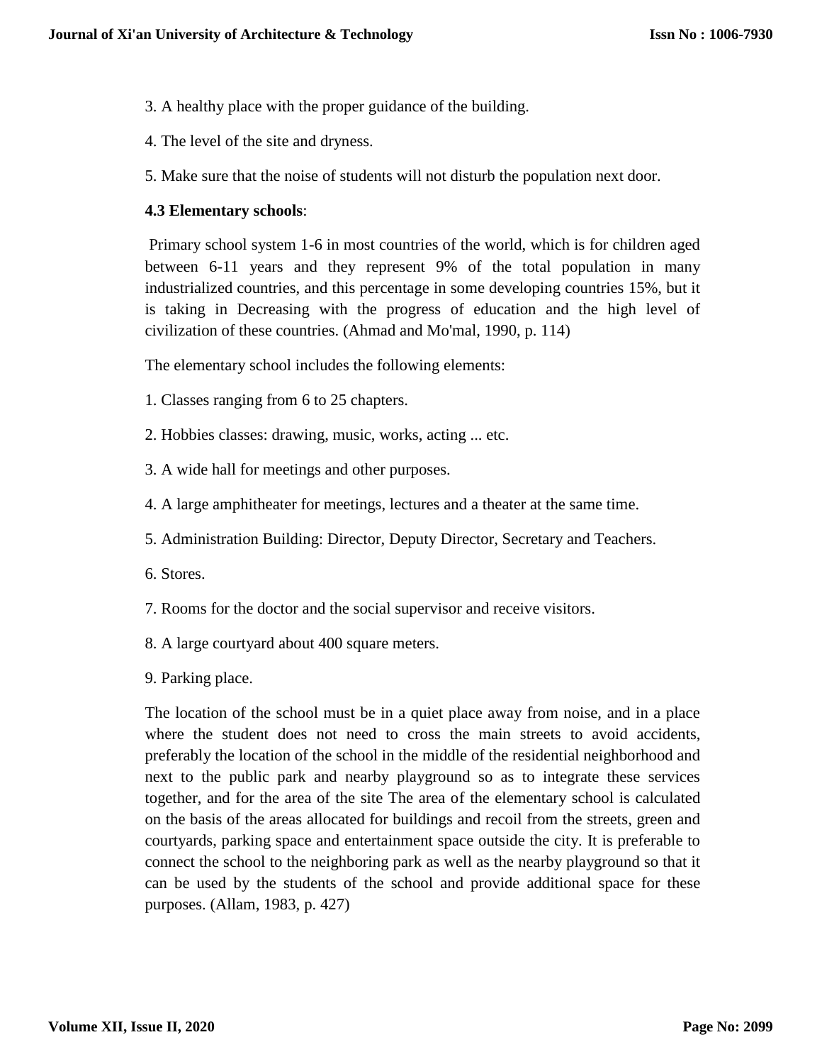3. A healthy place with the proper guidance of the building.

4. The level of the site and dryness.

5. Make sure that the noise of students will not disturb the population next door.

**4.3 Elementary schools**:

Primary school system 1-6 in most countries of the world, which is for children aged between 6-11 years and they represent 9% of the total population in many industrialized countries, and this percentage in some developing countries 15%, but it is taking in Decreasing with the progress of education and the high level of civilization of these countries. (Ahmad and Mo'mal, 1990, p. 114)

The elementary school includes the following elements:

1. Classes ranging from 6 to 25 chapters.

2. Hobbies classes: drawing, music, works, acting ... etc.

3. A wide hall for meetings and other purposes.

4. A large amphitheater for meetings, lectures and a theater at the same time.

5. Administration Building: Director, Deputy Director, Secretary and Teachers.

6. Stores.

7. Rooms for the doctor and the social supervisor and receive visitors.

8. A large courtyard about 400 square meters.

9. Parking place.

The location of the school must be in a quiet place away from noise, and in a place where the student does not need to cross the main streets to avoid accidents, preferably the location of the school in the middle of the residential neighborhood and next to the public park and nearby playground so as to integrate these services together, and for the area of the site The area of the elementary school is calculated on the basis of the areas allocated for buildings and recoil from the streets, green and courtyards, parking space and entertainment space outside the city. It is preferable to connect the school to the neighboring park as well as the nearby playground so that it can be used by the students of the school and provide additional space for these purposes. (Allam, 1983, p. 427)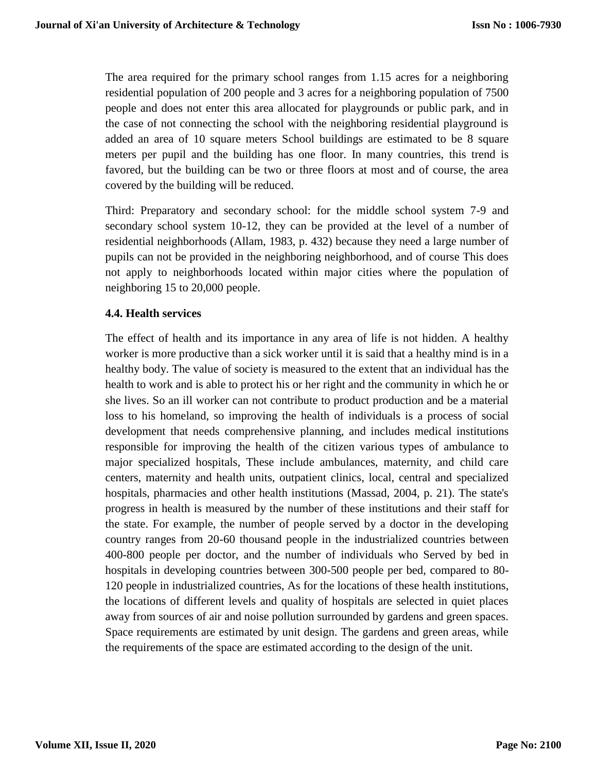The area required for the primary school ranges from 1.15 acres for a neighboring residential population of 200 people and 3 acres for a neighboring population of 7500 people and does not enter this area allocated for playgrounds or public park, and in the case of not connecting the school with the neighboring residential playground is added an area of 10 square meters School buildings are estimated to be 8 square meters per pupil and the building has one floor. In many countries, this trend is favored, but the building can be two or three floors at most and of course, the area covered by the building will be reduced.

Third: Preparatory and secondary school: for the middle school system 7-9 and secondary school system 10-12, they can be provided at the level of a number of residential neighborhoods (Allam, 1983, p. 432) because they need a large number of pupils can not be provided in the neighboring neighborhood, and of course This does not apply to neighborhoods located within major cities where the population of neighboring 15 to 20,000 people.

### 4.4. Health services

The effect of health and its importance in any area of life is not hidden. A healthy worker is more productive than a sick worker until it is said that a healthy mind is in a healthy body. The value of society is measured to the extent that an individual has the health to work and is able to protect his or her right and the community in which he or she lives. So an ill worker can not contribute to product production and be a material loss to his homeland, so improving the health of individuals is a process of social development that needs comprehensive planning, and includes medical institutions responsible for improving the health of the citizen various types of ambulance to major specialized hospitals, These include ambulances, maternity, and child care centers, maternity and health units, outpatient clinics, local, central and specialized hospitals, pharmacies and other health institutions (Massad, 2004, p. 21). The state's progress in health is measured by the number of these institutions and their staff for the state. For example, the number of people served by a doctor in the developing country ranges from 20-60 thousand people in the industrialized countries between 400-800 people per doctor, and the number of individuals who Served by bed in hospitals in developing countries between 300-500 people per bed, compared to 80-120 people in industrialized countries, As for the locations of these health institutions, the locations of different levels and quality of hospitals are selected in quiet places away from sources of air and noise pollution surrounded by gardens and green spaces. Space requirements are estimated by unit design. The gardens and green areas, while the requirements of the space are estimated according to the design of the unit.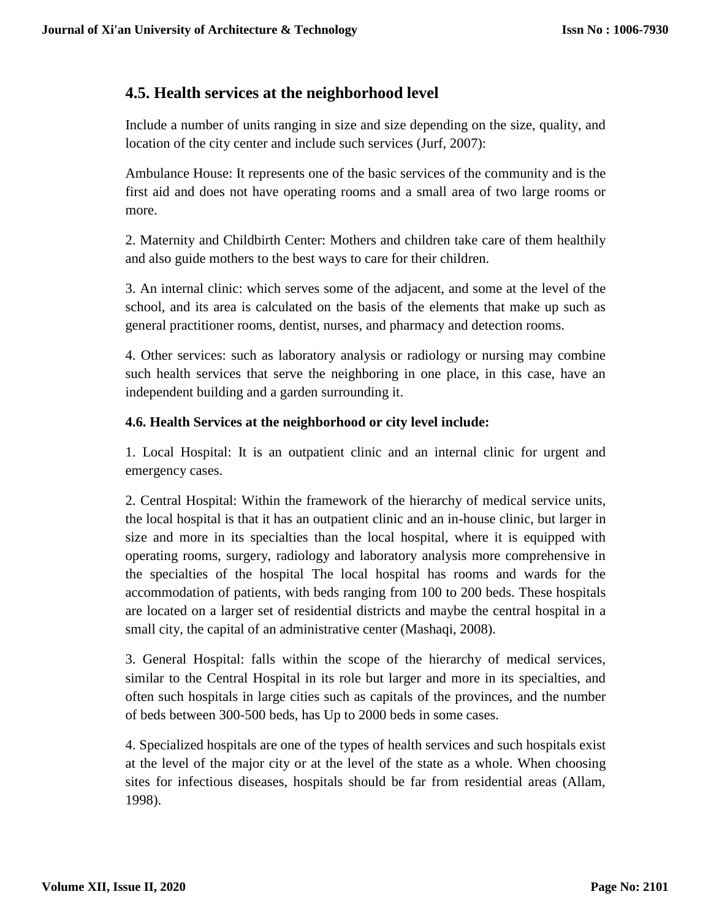## 4.5. Health services at the neighborhood level

Include a number of units ranging in size and size depending on the size, quality, and location of the city center and include such services (Jurf, 2007):

Ambulance House: It represents one of the basic services of the community and is the first aid and does not have operating rooms and a small area of two large rooms or more.

2. Maternity and Childbirth Center: Mothers and children take care of them healthily and also guide mothers to the best ways to care for their children.

3. An internal clinic: which serves some of the adjacent, and some at the level of the school, and its area is calculated on the basis of the elements that make up such as general practitioner rooms, dentist, nurses, and pharmacy and detection rooms.

4. Other services: such as laboratory analysis or radiology or nursing may combine such health services that serve the neighboring in one place, in this case, have an independent building and a garden surrounding it.

### 4.6. Health Services at the neighborhood or city level include:

1. Local Hospital: It is an outpatient clinic and an internal clinic for urgent and emergency cases.

2. Central Hospital: Within the framework of the hierarchy of medical service units, the local hospital is that it has an outpatient clinic and an in-house clinic, but larger in size and more in its specialties than the local hospital, where it is equipped with operating rooms, surgery, radiology and laboratory analysis more comprehensive in the specialties of the hospital The local hospital has rooms and wards for the accommodation of patients, with beds ranging from 100 to 200 beds. These hospitals are located on a larger set of residential districts and maybe the central hospital in a small city, the capital of an administrative center (Mashaqi, 2008).

3. General Hospital: falls within the scope of the hierarchy of medical services, similar to the Central Hospital in its role but larger and more in its specialties, and often such hospitals in large cities such as capitals of the provinces, and the number of beds between 300-500 beds, has Up to 2000 beds in some cases.

4. Specialized hospitals are one of the types of health services and such hospitals exist at the level of the major city or at the level of the state as a whole. When choosing sites for infectious diseases, hospitals should be far from residential areas (Allam, 1998).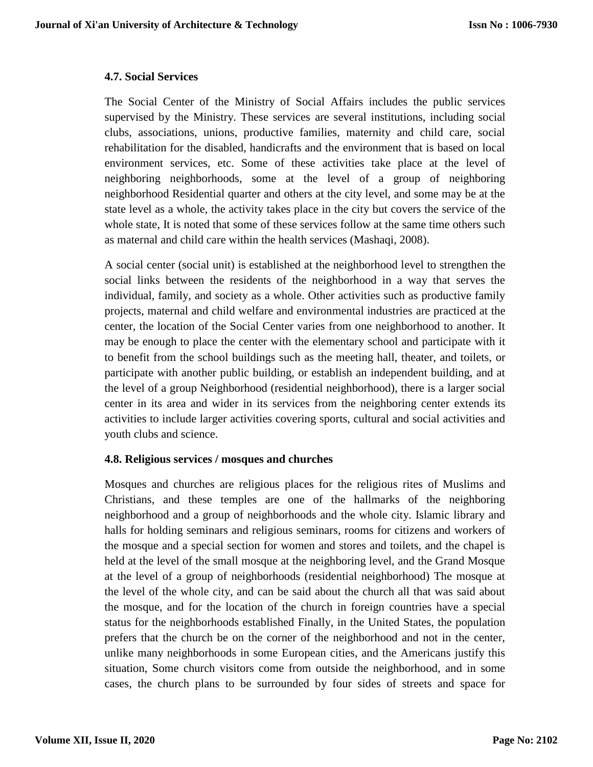### 4.7. Social Services

The Social Center of the Ministry of Social Affairs includes the public services supervised by the Ministry. These services are several institutions, including social clubs, associations, unions, productive families, maternity and child care, social rehabilitation for the disabled, handicrafts and the environment that is based on local environment services, etc. Some of these activities take place at the level of neighboring neighborhoods, some at the level of a group of neighboring neighborhood Residential quarter and others at the city level, and some may be at the state level as a whole, the activity takes place in the city but covers the service of the whole state, It is noted that some of these services follow at the same time others such as maternal and child care within the health services (Mashaqi, 2008).

A social center (social unit) is established at the neighborhood level to strengthen the social links between the residents of the neighborhood in a way that serves the individual, family, and society as a whole. Other activities such as productive family projects, maternal and child welfare and environmental industries are practiced at the center, the location of the Social Center varies from one neighborhood to another. It may be enough to place the center with the elementary school and participate with it to benefit from the school buildings such as the meeting hall, theater, and toilets, or participate with another public building, or establish an independent building, and at the level of a group Neighborhood (residential neighborhood), there is a larger social center in its area and wider in its services from the neighboring center extends its activities to include larger activities covering sports, cultural and social activities and youth clubs and science.

### 4.8. Religious services / mosques and churches

Mosques and churches are religious places for the religious rites of Muslims and Christians, and these temples are one of the hallmarks of the neighboring neighborhood and a group of neighborhoods and the whole city. Islamic library and halls for holding seminars and religious seminars, rooms for citizens and workers of the mosque and a special section for women and stores and toilets, and the chapel is held at the level of the small mosque at the neighboring level, and the Grand Mosque at the level of a group of neighborhoods (residential neighborhood) The mosque at the level of the whole city, and can be said about the church all that was said about the mosque, and for the location of the church in foreign countries have a special status for the neighborhoods established Finally, in the United States, the population prefers that the church be on the corner of the neighborhood and not in the center, unlike many neighborhoods in some European cities, and the Americans justify this situation, Some church visitors come from outside the neighborhood, and in some cases, the church plans to be surrounded by four sides of streets and space for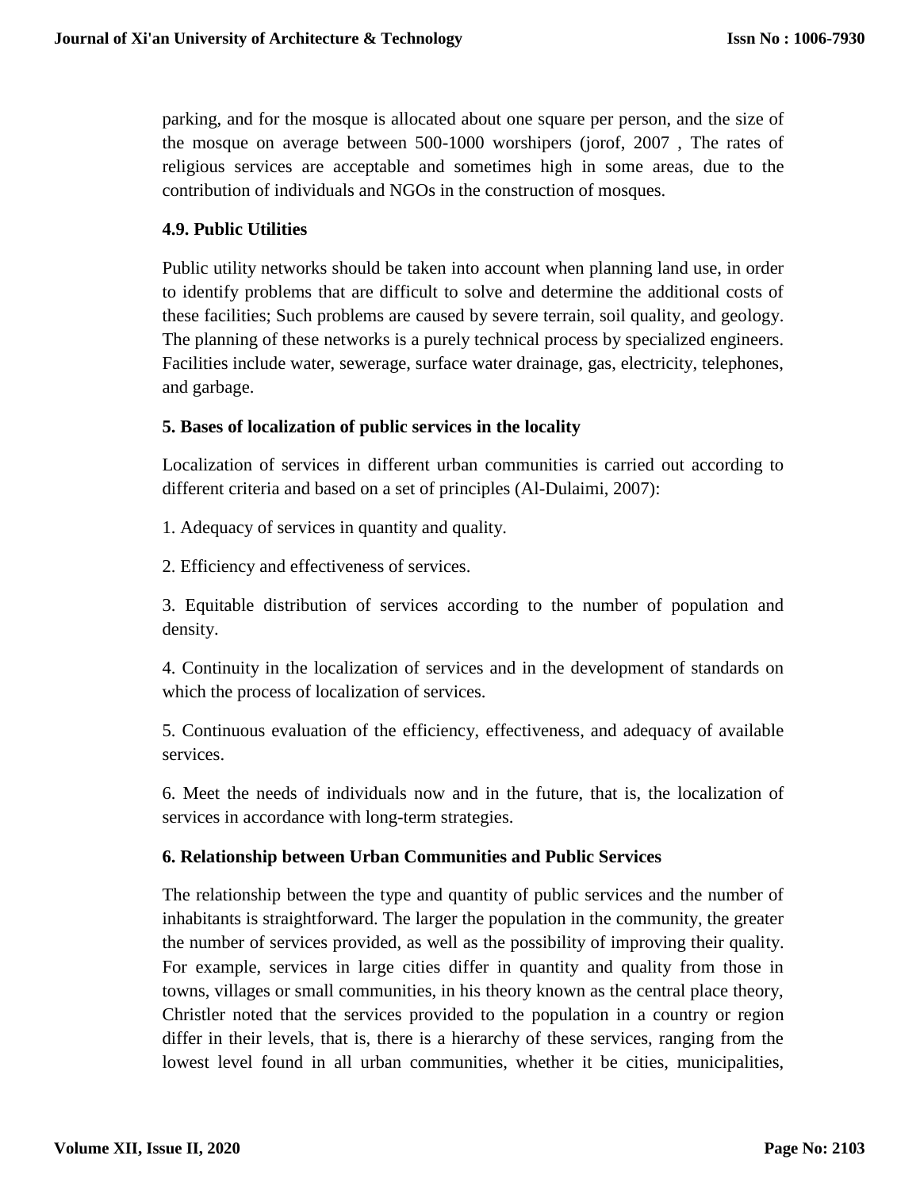parking, and for the mosque is allocated about one square per person, and the size of the mosque on average between 500-1000 worshipers (jorof, 2007 , The rates of religious services are acceptable and sometimes high in some areas, due to the contribution of individuals and NGOs in the construction of mosques.

### 4.9. Public Utilities

Public utility networks should be taken into account when planning land use, in order to identify problems that are difficult to solve and determine the additional costs of these facilities; Such problems are caused by severe terrain, soil quality, and geology. The planning of these networks is a purely technical process by specialized engineers. Facilities include water, sewerage, surface water drainage, gas, electricity, telephones, and garbage.

## 5. Bases of localization of public services in the locality

Localization of services in different urban communities is carried out according to different criteria and based on a set of principles (Al-Dulaimi, 2007):

1. Adequacy of services in quantity and quality.

2. Efficiency and effectiveness of services.

3. Equitable distribution of services according to the number of population and density.

4. Continuity in the localization of services and in the development of standards on which the process of localization of services.

5. Continuous evaluation of the efficiency, effectiveness, and adequacy of available services.

6. Meet the needs of individuals now and in the future, that is, the localization of services in accordance with long-term strategies.

## 6. Relationship between Urban Communities and Public Services

The relationship between the type and quantity of public services and the number of inhabitants is straightforward. The larger the population in the community, the greater the number of services provided, as well as the possibility of improving their quality. For example, services in large cities differ in quantity and quality from those in towns, villages or small communities, in his theory known as the central place theory, Christler noted that the services provided to the population in a country or region differ in their levels, that is, there is a hierarchy of these services, ranging from the lowest level found in all urban communities, whether it be cities, municipalities,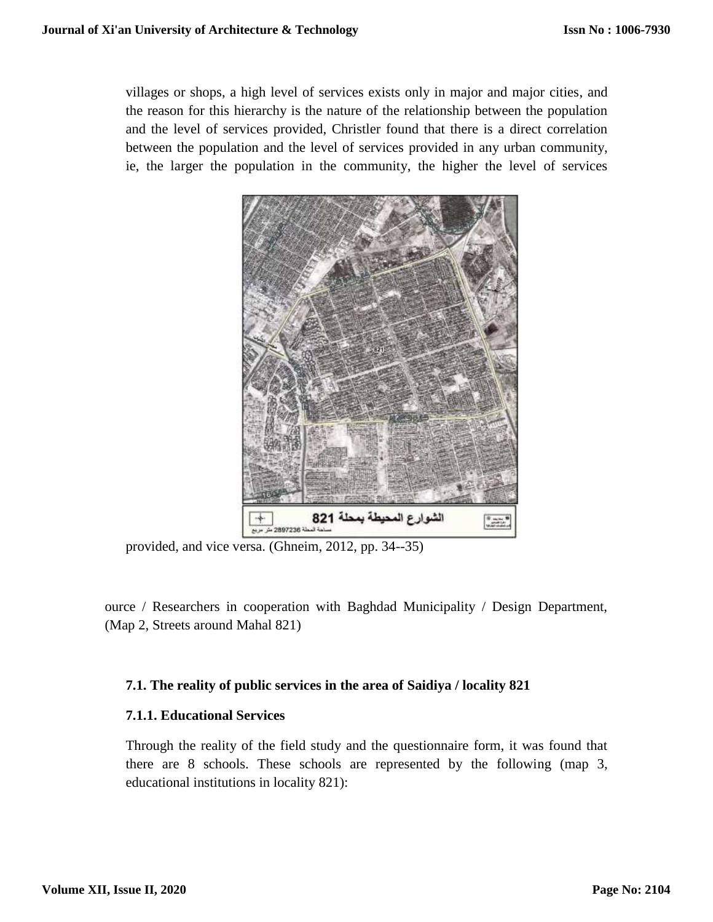villages or shops, a high level of services exists only in major and major cities, and the reason for this hierarchy is the nature of the relationship between the population and the level of services provided, Christler found that there is a direct correlation between the population and the level of services provided in any urban community, ie, the larger the population in the community, the higher the level of services provided, and vice versa. (Ghneim, 2012, pp. 34--35)

ource / Researchers in cooperation with Baghdad Municipality / Design Department, (Map 2, Streets around Mahal 821)

### 7.1. The reality of public services in the area of Saidiya / locality 821

#### 7.1.1. Educational Services

Through the reality of the field study and the questionnaire form, it was found that there are 8 schools. These schools are represented by the following (map 3, educational institutions in locality 821):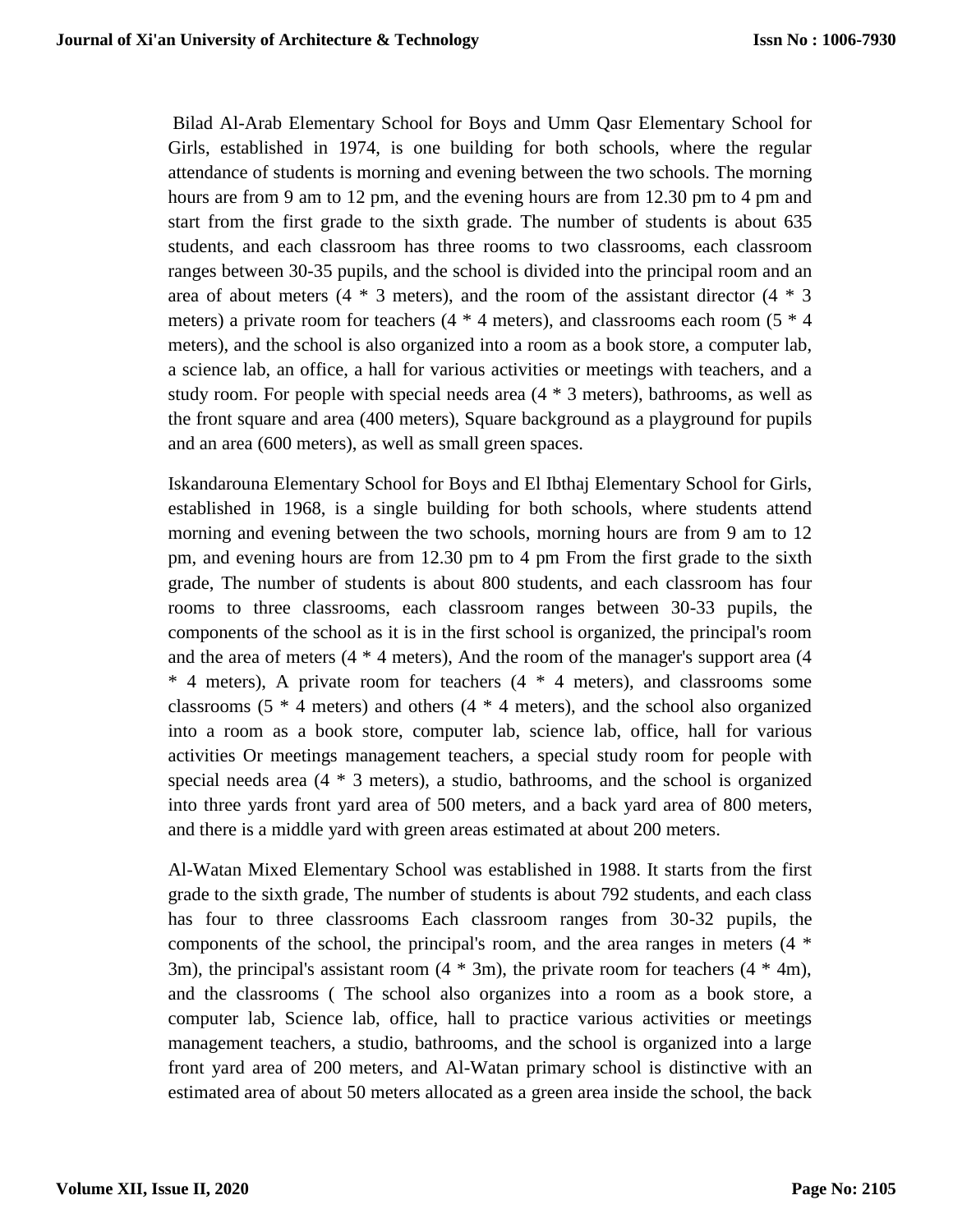Bilad Al-Arab Elementary School for Boys and Umm Qasr Elementary School for Girls, established in 1974, is one building for both schools, where the regular attendance of students is morning and evening between the two schools. The morning hours are from 9 am to 12 pm, and the evening hours are from 12.30 pm to 4 pm and start from the first grade to the sixth grade. The number of students is about 635 students, and each classroom has three rooms to two classrooms, each classroom ranges between 30-35 pupils, and the school is divided into the principal room and an area of about meters (4 * 3 meters), and the room of the assistant director (4 * 3 meters) a private room for teachers (4 * 4 meters), and classrooms each room (5 * 4 meters), and the school is also organized into a room as a book store, a computer lab, a science lab, an office, a hall for various activities or meetings with teachers, and a study room. For people with special needs area (4 * 3 meters), bathrooms, as well as the front square and area (400 meters), Square background as a playground for pupils and an area (600 meters), as well as small green spaces.

Iskandarouna Elementary School for Boys and El Ibthaj Elementary School for Girls, established in 1968, is a single building for both schools, where students attend morning and evening between the two schools, morning hours are from 9 am to 12 pm, and evening hours are from 12.30 pm to 4 pm From the first grade to the sixth grade, The number of students is about 800 students, and each classroom has four rooms to three classrooms, each classroom ranges between 30-33 pupils, the components of the school as it is in the first school is organized, the principal's room and the area of meters (4 * 4 meters), And the room of the manager's support area (4 * 4 meters), A private room for teachers (4 * 4 meters), and classrooms some classrooms (5 * 4 meters) and others (4 * 4 meters), and the school also organized into a room as a book store, computer lab, science lab, office, hall for various activities Or meetings management teachers, a special study room for people with special needs area (4 * 3 meters), a studio, bathrooms, and the school is organized into three yards front yard area of 500 meters, and a back yard area of 800 meters, and there is a middle yard with green areas estimated at about 200 meters.

Al-Watan Mixed Elementary School was established in 1988. It starts from the first grade to the sixth grade, The number of students is about 792 students, and each class has four to three classrooms Each classroom ranges from 30-32 pupils, the components of the school, the principal's room, and the area ranges in meters (4 * 3m), the principal's assistant room (4 * 3m), the private room for teachers (4 * 4m), and the classrooms ( The school also organizes into a room as a book store, a computer lab, Science lab, office, hall to practice various activities or meetings management teachers, a studio, bathrooms, and the school is organized into a large front yard area of 200 meters, and Al-Watan primary school is distinctive with an estimated area of about 50 meters allocated as a green area inside the school, the back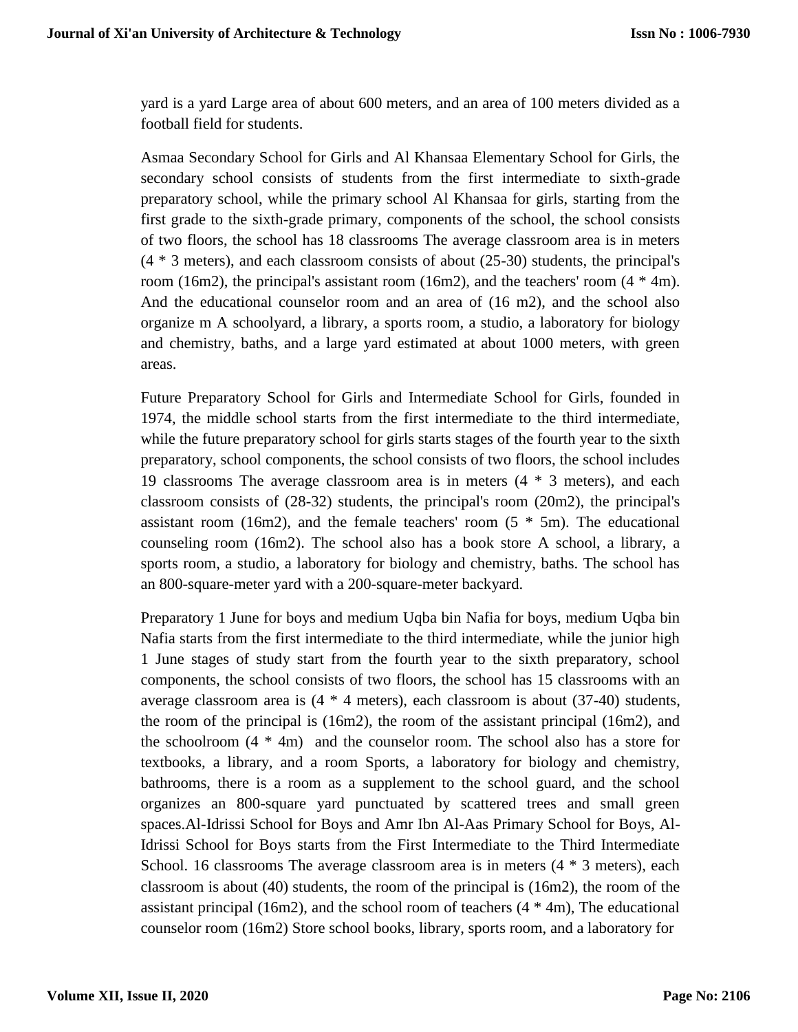yard is a yard Large area of about 600 meters, and an area of 100 meters divided as a football field for students.

Asmaa Secondary School for Girls and Al Khansaa Elementary School for Girls, the secondary school consists of students from the first intermediate to sixth-grade preparatory school, while the primary school Al Khansaa for girls, starting from the first grade to the sixth-grade primary, components of the school, the school consists of two floors, the school has 18 classrooms The average classroom area is in meters (4 * 3 meters), and each classroom consists of about (25-30) students, the principal's room (16m2), the principal's assistant room (16m2), and the teachers' room (4 * 4m). And the educational counselor room and an area of (16 m2), and the school also organize m A schoolyard, a library, a sports room, a studio, a laboratory for biology and chemistry, baths, and a large yard estimated at about 1000 meters, with green areas.

Future Preparatory School for Girls and Intermediate School for Girls, founded in 1974, the middle school starts from the first intermediate to the third intermediate, while the future preparatory school for girls starts stages of the fourth year to the sixth preparatory, school components, the school consists of two floors, the school includes 19 classrooms The average classroom area is in meters (4 * 3 meters), and each classroom consists of (28-32) students, the principal's room (20m2), the principal's assistant room (16m2), and the female teachers' room (5 * 5m). The educational counseling room (16m2). The school also has a book store A school, a library, a sports room, a studio, a laboratory for biology and chemistry, baths. The school has an 800-square-meter yard with a 200-square-meter backyard.

Preparatory 1 June for boys and medium Uqba bin Nafia for boys, medium Uqba bin Nafia starts from the first intermediate to the third intermediate, while the junior high 1 June stages of study start from the fourth year to the sixth preparatory, school components, the school consists of two floors, the school has 15 classrooms with an average classroom area is (4 * 4 meters), each classroom is about (37-40) students, the room of the principal is (16m2), the room of the assistant principal (16m2), and the schoolroom (4 * 4m) and the counselor room. The school also has a store for textbooks, a library, and a room Sports, a laboratory for biology and chemistry, bathrooms, there is a room as a supplement to the school guard, and the school organizes an 800-square yard punctuated by scattered trees and small green spaces.Al-Idrissi School for Boys and Amr Ibn Al-Aas Primary School for Boys, Al-Idrissi School for Boys starts from the First Intermediate to the Third Intermediate School. 16 classrooms The average classroom area is in meters (4 * 3 meters), each classroom is about (40) students, the room of the principal is (16m2), the room of the assistant principal (16m2), and the school room of teachers (4 * 4m), The educational counselor room (16m2) Store school books, library, sports room, and a laboratory for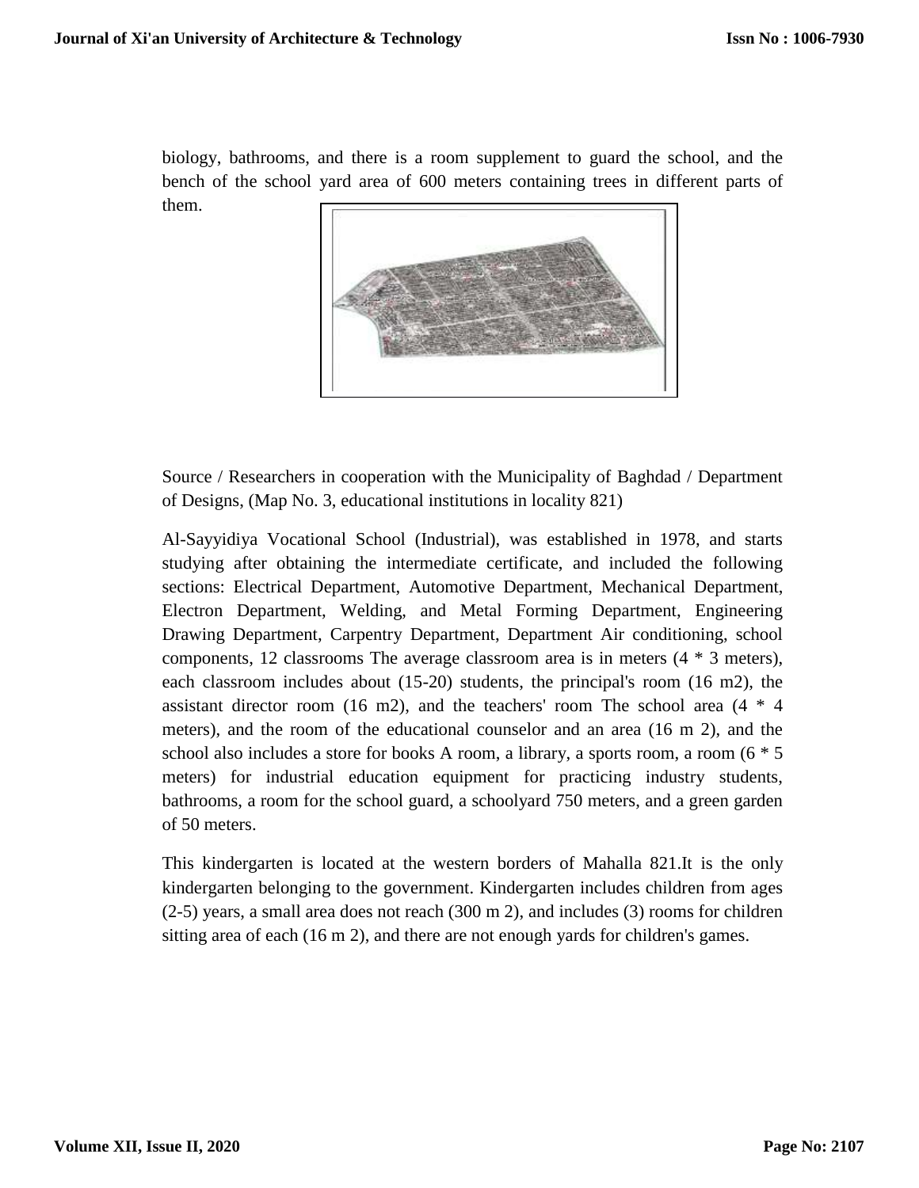biology, bathrooms, and there is a room supplement to guard the school, and the bench of the school yard area of 600 meters containing trees in different parts of them.

Source / Researchers in cooperation with the Municipality of Baghdad / Department of Designs, (Map No. 3, educational institutions in locality 821)

Al-Sayyidiya Vocational School (Industrial), was established in 1978, and starts studying after obtaining the intermediate certificate, and included the following sections: Electrical Department, Automotive Department, Mechanical Department, Electron Department, Welding, and Metal Forming Department, Engineering Drawing Department, Carpentry Department, Department Air conditioning, school components, 12 classrooms The average classroom area is in meters (4 * 3 meters), each classroom includes about (15-20) students, the principal's room (16 m2), the assistant director room (16 m2), and the teachers' room The school area (4 * 4 meters), and the room of the educational counselor and an area (16 m 2), and the school also includes a store for books A room, a library, a sports room, a room (6 * 5 meters) for industrial education equipment for practicing industry students, bathrooms, a room for the school guard, a schoolyard 750 meters, and a green garden of 50 meters.

This kindergarten is located at the western borders of Mahalla 821.It is the only kindergarten belonging to the government. Kindergarten includes children from ages (2-5) years, a small area does not reach (300 m 2), and includes (3) rooms for children sitting area of each (16 m 2), and there are not enough yards for children's games.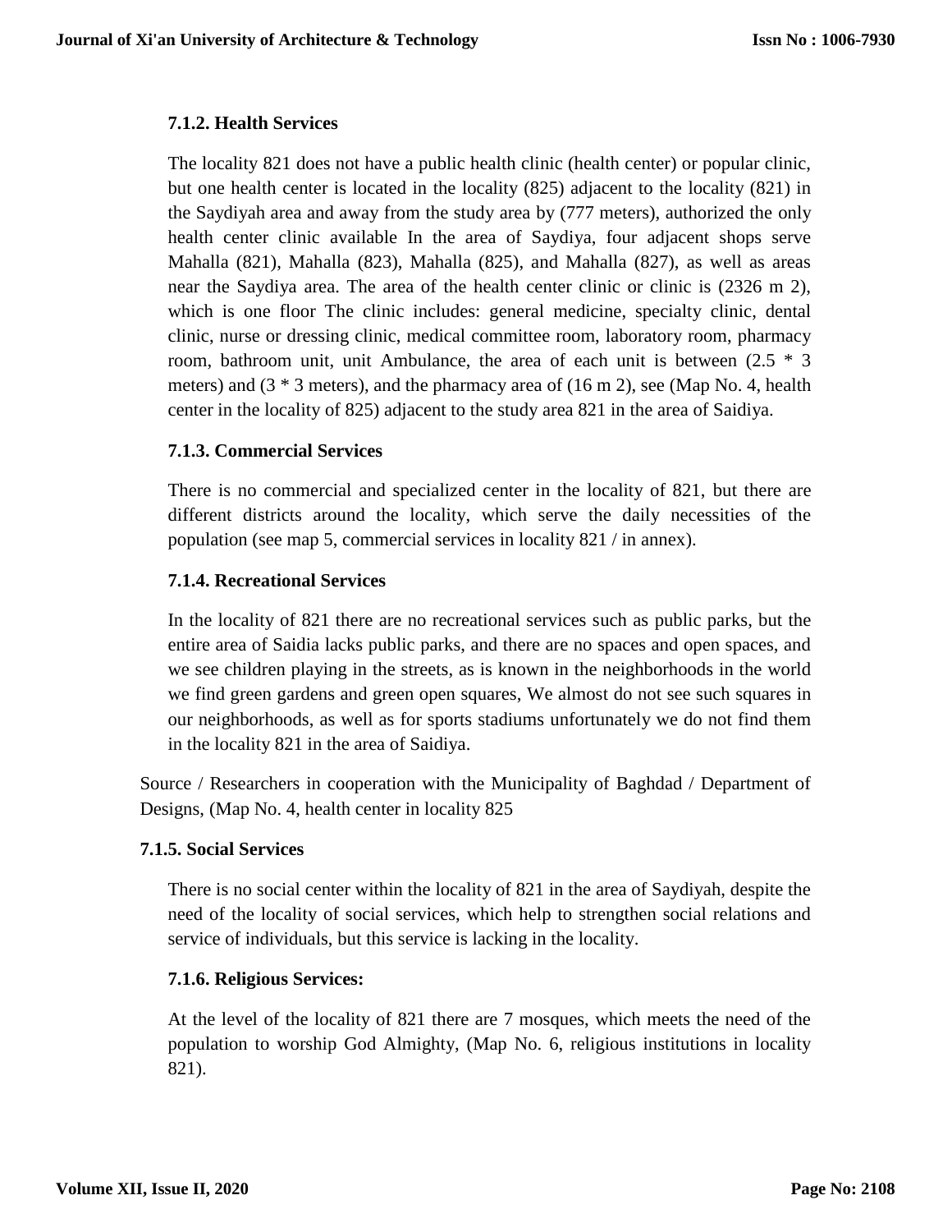### 7.1.2. Health Services

The locality 821 does not have a public health clinic (health center) or popular clinic, but one health center is located in the locality (825) adjacent to the locality (821) in the Saydiyah area and away from the study area by (777 meters), authorized the only health center clinic available In the area of Saydiya, four adjacent shops serve Mahalla (821), Mahalla (823), Mahalla (825), and Mahalla (827), as well as areas near the Saydiya area. The area of the health center clinic or clinic is (2326 m 2), which is one floor The clinic includes: general medicine, specialty clinic, dental clinic, nurse or dressing clinic, medical committee room, laboratory room, pharmacy room, bathroom unit, unit Ambulance, the area of each unit is between (2.5 * 3 meters) and (3 * 3 meters), and the pharmacy area of (16 m 2), see (Map No. 4, health center in the locality of 825) adjacent to the study area 821 in the area of Saidiya.

### 7.1.3. Commercial Services

There is no commercial and specialized center in the locality of 821, but there are different districts around the locality, which serve the daily necessities of the population (see map 5, commercial services in locality 821 / in annex).

### 7.1.4. Recreational Services

In the locality of 821 there are no recreational services such as public parks, but the entire area of Saidia lacks public parks, and there are no spaces and open spaces, and we see children playing in the streets, as is known in the neighborhoods in the world we find green gardens and green open squares, We almost do not see such squares in our neighborhoods, as well as for sports stadiums unfortunately we do not find them in the locality 821 in the area of Saidiya.

Source / Researchers in cooperation with the Municipality of Baghdad / Department of Designs, (Map No. 4, health center in locality 825

### 7.1.5. Social Services

There is no social center within the locality of 821 in the area of Saydiyah, despite the need of the locality of social services, which help to strengthen social relations and service of individuals, but this service is lacking in the locality.

### 7.1.6. Religious Services:

At the level of the locality of 821 there are 7 mosques, which meets the need of the population to worship God Almighty, (Map No. 6, religious institutions in locality 821).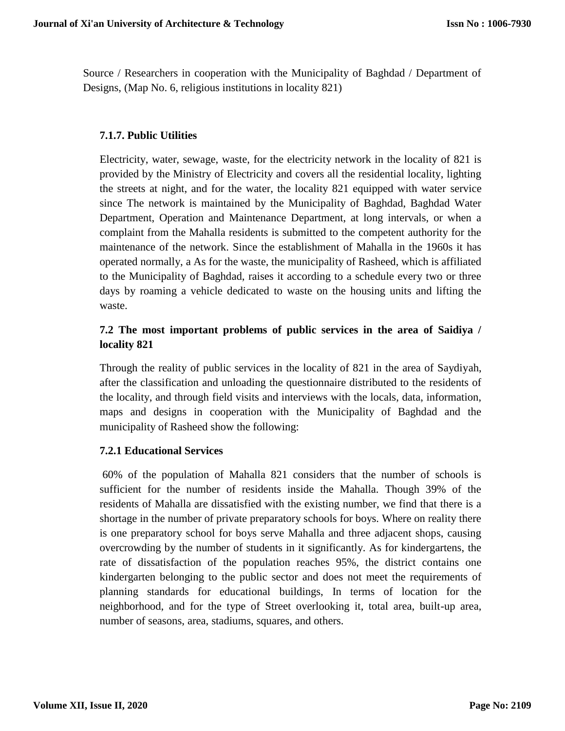Source / Researchers in cooperation with the Municipality of Baghdad / Department of Designs, (Map No. 6, religious institutions in locality 821)

#### 7.1.7. Public Utilities

Electricity, water, sewage, waste, for the electricity network in the locality of 821 is provided by the Ministry of Electricity and covers all the residential locality, lighting the streets at night, and for the water, the locality 821 equipped with water service since The network is maintained by the Municipality of Baghdad, Baghdad Water Department, Operation and Maintenance Department, at long intervals, or when a complaint from the Mahalla residents is submitted to the competent authority for the maintenance of the network. Since the establishment of Mahalla in the 1960s it has operated normally, a As for the waste, the municipality of Rasheed, which is affiliated to the Municipality of Baghdad, raises it according to a schedule every two or three days by roaming a vehicle dedicated to waste on the housing units and lifting the waste.

### 7.2 The most important problems of public services in the area of Saidiya / locality 821

Through the reality of public services in the locality of 821 in the area of Saydiyah, after the classification and unloading the questionnaire distributed to the residents of the locality, and through field visits and interviews with the locals, data, information, maps and designs in cooperation with the Municipality of Baghdad and the municipality of Rasheed show the following:

#### 7.2.1 Educational Services

60% of the population of Mahalla 821 considers that the number of schools is sufficient for the number of residents inside the Mahalla. Though 39% of the residents of Mahalla are dissatisfied with the existing number, we find that there is a shortage in the number of private preparatory schools for boys. Where on reality there is one preparatory school for boys serve Mahalla and three adjacent shops, causing overcrowding by the number of students in it significantly. As for kindergartens, the rate of dissatisfaction of the population reaches 95%, the district contains one kindergarten belonging to the public sector and does not meet the requirements of planning standards for educational buildings, In terms of location for the neighborhood, and for the type of Street overlooking it, total area, built-up area, number of seasons, area, stadiums, squares, and others.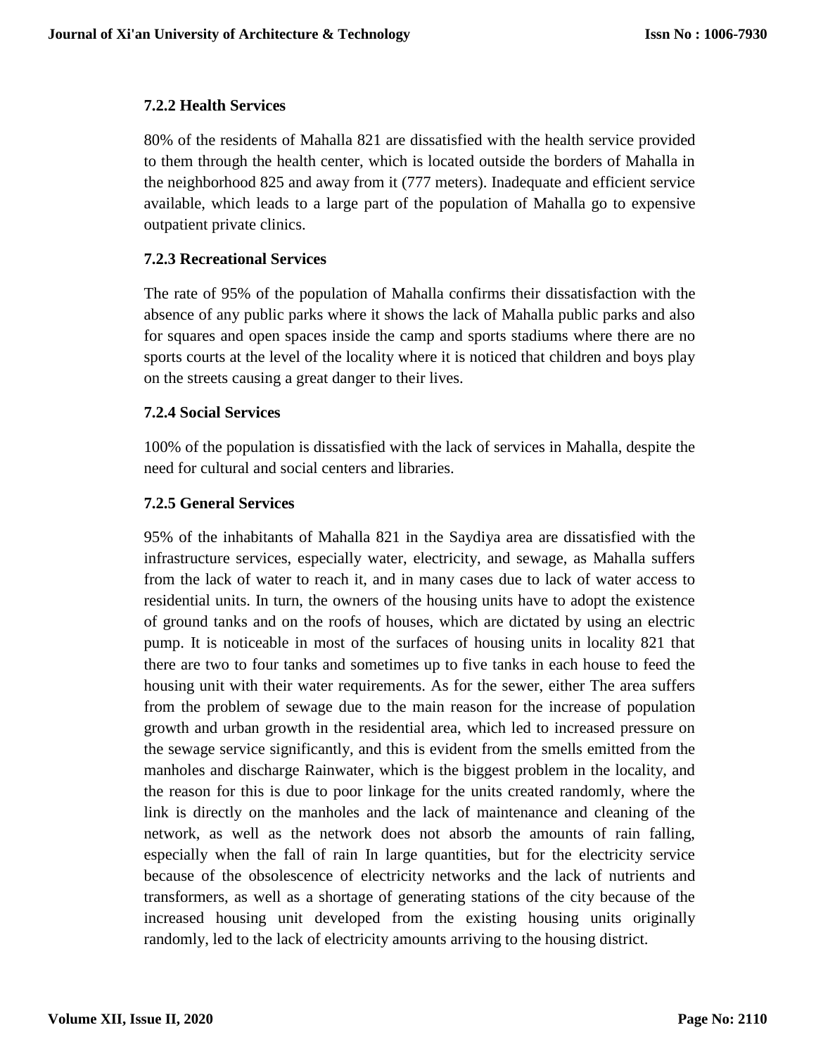### 7.2.2 Health Services

80% of the residents of Mahalla 821 are dissatisfied with the health service provided to them through the health center, which is located outside the borders of Mahalla in the neighborhood 825 and away from it (777 meters). Inadequate and efficient service available, which leads to a large part of the population of Mahalla go to expensive outpatient private clinics.

### 7.2.3 Recreational Services

The rate of 95% of the population of Mahalla confirms their dissatisfaction with the absence of any public parks where it shows the lack of Mahalla public parks and also for squares and open spaces inside the camp and sports stadiums where there are no sports courts at the level of the locality where it is noticed that children and boys play on the streets causing a great danger to their lives.

### 7.2.4 Social Services

100% of the population is dissatisfied with the lack of services in Mahalla, despite the need for cultural and social centers and libraries.

### 7.2.5 General Services

95% of the inhabitants of Mahalla 821 in the Saydiya area are dissatisfied with the infrastructure services, especially water, electricity, and sewage, as Mahalla suffers from the lack of water to reach it, and in many cases due to lack of water access to residential units. In turn, the owners of the housing units have to adopt the existence of ground tanks and on the roofs of houses, which are dictated by using an electric pump. It is noticeable in most of the surfaces of housing units in locality 821 that there are two to four tanks and sometimes up to five tanks in each house to feed the housing unit with their water requirements. As for the sewer, either The area suffers from the problem of sewage due to the main reason for the increase of population growth and urban growth in the residential area, which led to increased pressure on the sewage service significantly, and this is evident from the smells emitted from the manholes and discharge Rainwater, which is the biggest problem in the locality, and the reason for this is due to poor linkage for the units created randomly, where the link is directly on the manholes and the lack of maintenance and cleaning of the network, as well as the network does not absorb the amounts of rain falling, especially when the fall of rain In large quantities, but for the electricity service because of the obsolescence of electricity networks and the lack of nutrients and transformers, as well as a shortage of generating stations of the city because of the increased housing unit developed from the existing housing units originally randomly, led to the lack of electricity amounts arriving to the housing district.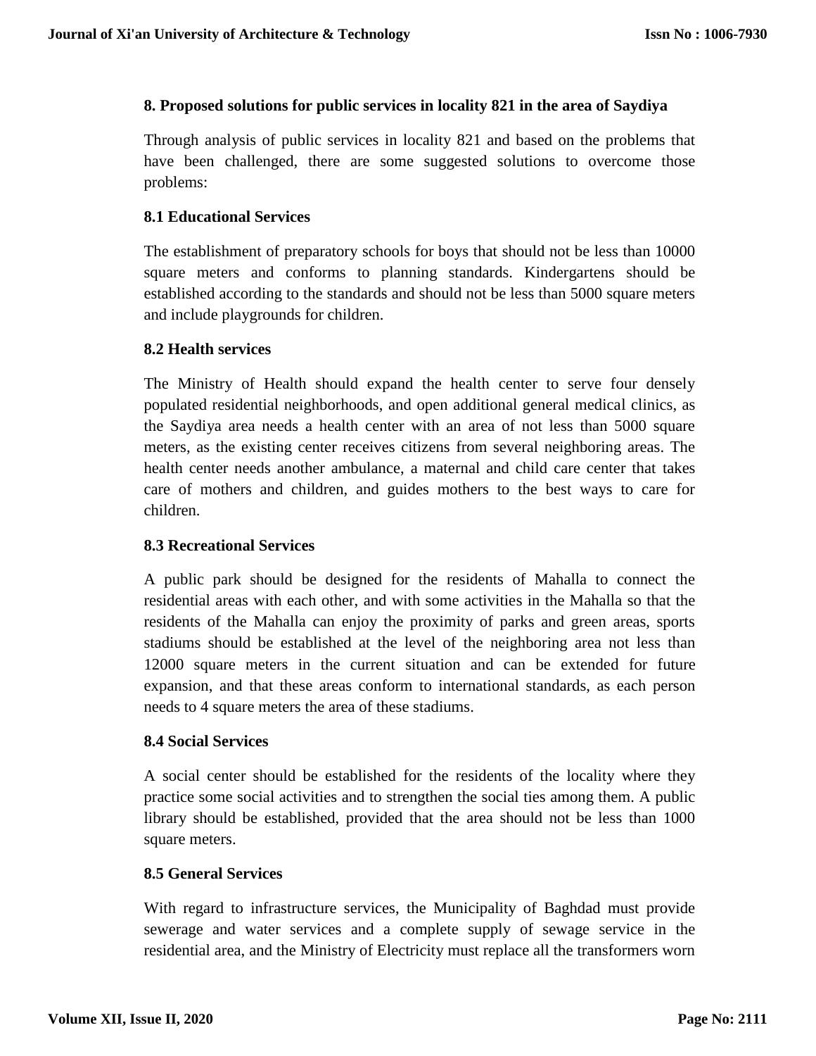## 8. Proposed solutions for public services in locality 821 in the area of Saydiya

Through analysis of public services in locality 821 and based on the problems that have been challenged, there are some suggested solutions to overcome those problems:

### 8.1 Educational Services

The establishment of preparatory schools for boys that should not be less than 10000 square meters and conforms to planning standards. Kindergartens should be established according to the standards and should not be less than 5000 square meters and include playgrounds for children.

### 8.2 Health services

The Ministry of Health should expand the health center to serve four densely populated residential neighborhoods, and open additional general medical clinics, as the Saydiya area needs a health center with an area of not less than 5000 square meters, as the existing center receives citizens from several neighboring areas. The health center needs another ambulance, a maternal and child care center that takes care of mothers and children, and guides mothers to the best ways to care for children.

### 8.3 Recreational Services

A public park should be designed for the residents of Mahalla to connect the residential areas with each other, and with some activities in the Mahalla so that the residents of the Mahalla can enjoy the proximity of parks and green areas, sports stadiums should be established at the level of the neighboring area not less than 12000 square meters in the current situation and can be extended for future expansion, and that these areas conform to international standards, as each person needs to 4 square meters the area of these stadiums.

### 8.4 Social Services

A social center should be established for the residents of the locality where they practice some social activities and to strengthen the social ties among them. A public library should be established, provided that the area should not be less than 1000 square meters.

### 8.5 General Services

With regard to infrastructure services, the Municipality of Baghdad must provide sewerage and water services and a complete supply of sewage service in the residential area, and the Ministry of Electricity must replace all the transformers worn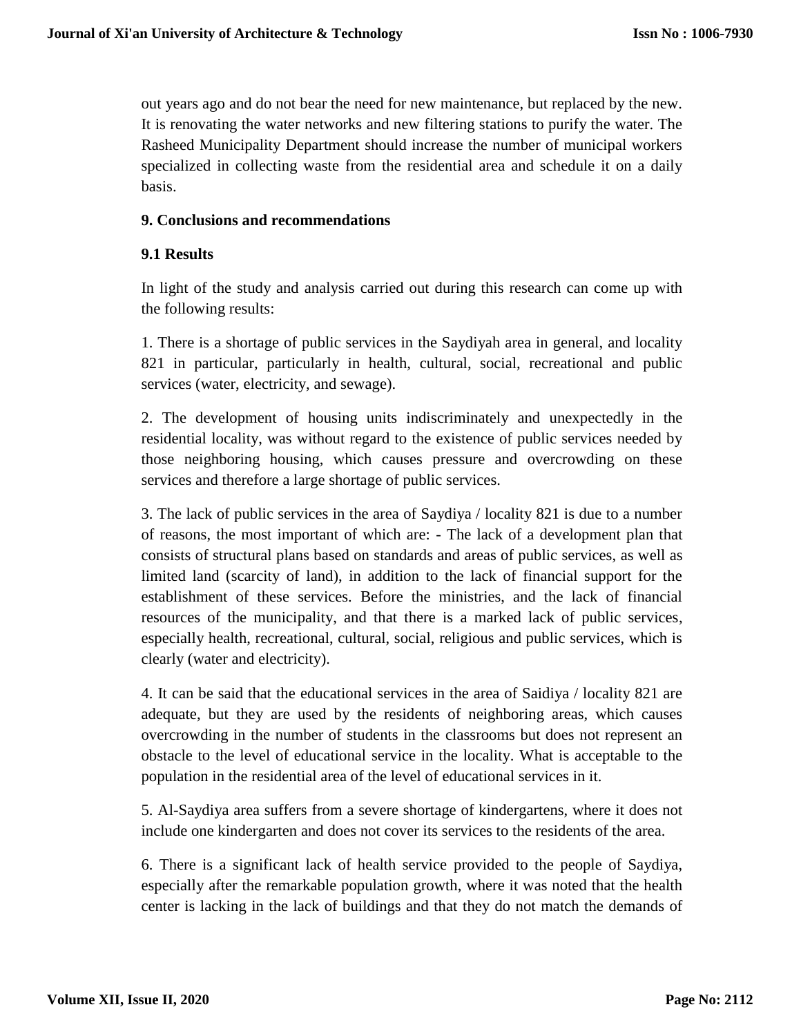out years ago and do not bear the need for new maintenance, but replaced by the new. It is renovating the water networks and new filtering stations to purify the water. The Rasheed Municipality Department should increase the number of municipal workers specialized in collecting waste from the residential area and schedule it on a daily basis.

## 9. Conclusions and recommendations

### 9.1 Results

In light of the study and analysis carried out during this research can come up with the following results:

1. There is a shortage of public services in the Saydiyah area in general, and locality 821 in particular, particularly in health, cultural, social, recreational and public services (water, electricity, and sewage).

2. The development of housing units indiscriminately and unexpectedly in the residential locality, was without regard to the existence of public services needed by those neighboring housing, which causes pressure and overcrowding on these services and therefore a large shortage of public services.

3. The lack of public services in the area of Saydiya / locality 821 is due to a number of reasons, the most important of which are: - The lack of a development plan that consists of structural plans based on standards and areas of public services, as well as limited land (scarcity of land), in addition to the lack of financial support for the establishment of these services. Before the ministries, and the lack of financial resources of the municipality, and that there is a marked lack of public services, especially health, recreational, cultural, social, religious and public services, which is clearly (water and electricity).

4. It can be said that the educational services in the area of Saidiya / locality 821 are adequate, but they are used by the residents of neighboring areas, which causes overcrowding in the number of students in the classrooms but does not represent an obstacle to the level of educational service in the locality. What is acceptable to the population in the residential area of the level of educational services in it.

5. Al-Saydiya area suffers from a severe shortage of kindergartens, where it does not include one kindergarten and does not cover its services to the residents of the area.

6. There is a significant lack of health service provided to the people of Saydiya, especially after the remarkable population growth, where it was noted that the health center is lacking in the lack of buildings and that they do not match the demands of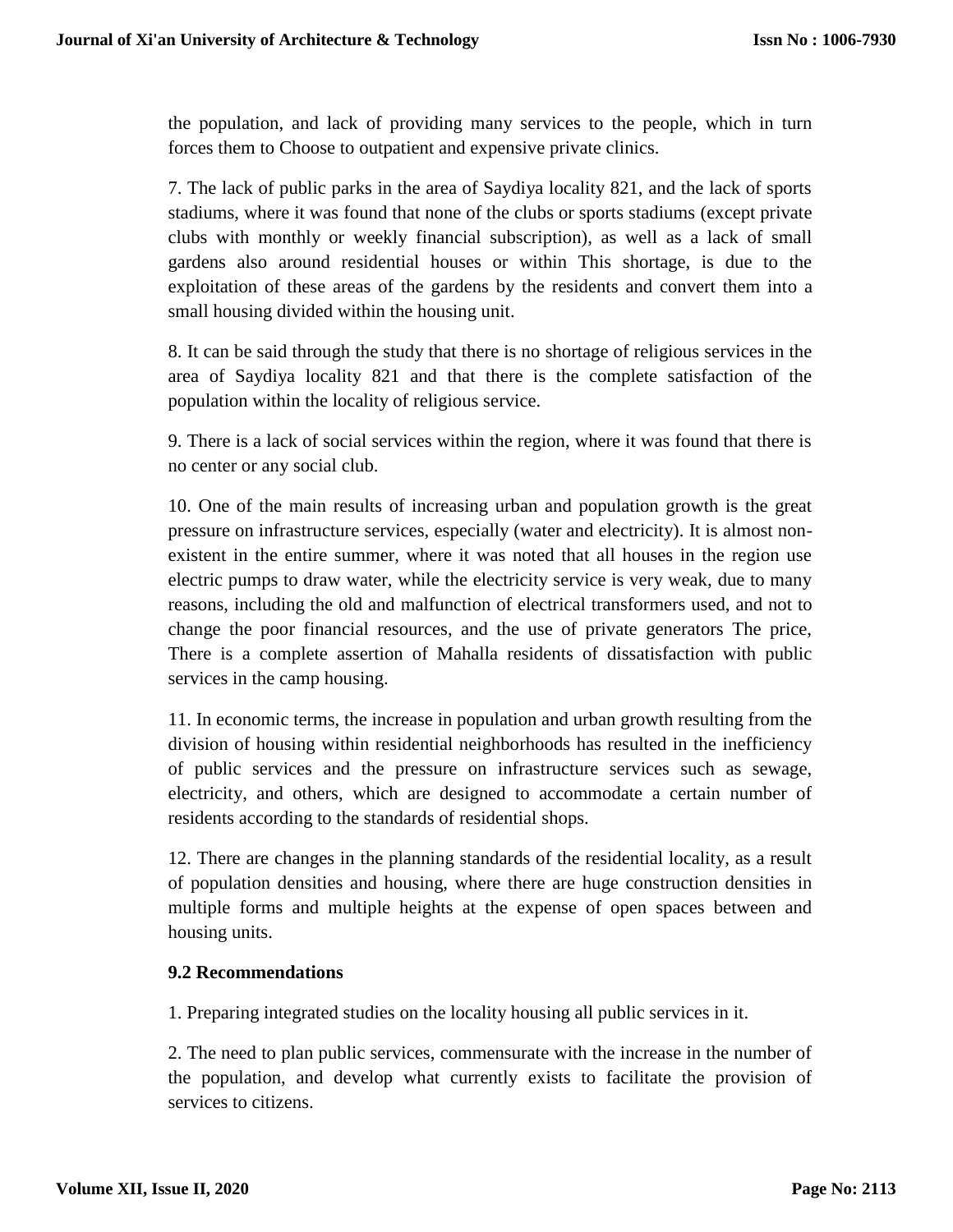the population, and lack of providing many services to the people, which in turn forces them to Choose to outpatient and expensive private clinics.

7. The lack of public parks in the area of Saydiya locality 821, and the lack of sports stadiums, where it was found that none of the clubs or sports stadiums (except private clubs with monthly or weekly financial subscription), as well as a lack of small gardens also around residential houses or within This shortage, is due to the exploitation of these areas of the gardens by the residents and convert them into a small housing divided within the housing unit.

8. It can be said through the study that there is no shortage of religious services in the area of Saydiya locality 821 and that there is the complete satisfaction of the population within the locality of religious service.

9. There is a lack of social services within the region, where it was found that there is no center or any social club.

10. One of the main results of increasing urban and population growth is the great pressure on infrastructure services, especially (water and electricity). It is almost non-existent in the entire summer, where it was noted that all houses in the region use electric pumps to draw water, while the electricity service is very weak, due to many reasons, including the old and malfunction of electrical transformers used, and not to change the poor financial resources, and the use of private generators The price, There is a complete assertion of Mahalla residents of dissatisfaction with public services in the camp housing.

11. In economic terms, the increase in population and urban growth resulting from the division of housing within residential neighborhoods has resulted in the inefficiency of public services and the pressure on infrastructure services such as sewage, electricity, and others, which are designed to accommodate a certain number of residents according to the standards of residential shops.

12. There are changes in the planning standards of the residential locality, as a result of population densities and housing, where there are huge construction densities in multiple forms and multiple heights at the expense of open spaces between and housing units.

### 9.2 Recommendations

1. Preparing integrated studies on the locality housing all public services in it.

2. The need to plan public services, commensurate with the increase in the number of the population, and develop what currently exists to facilitate the provision of services to citizens.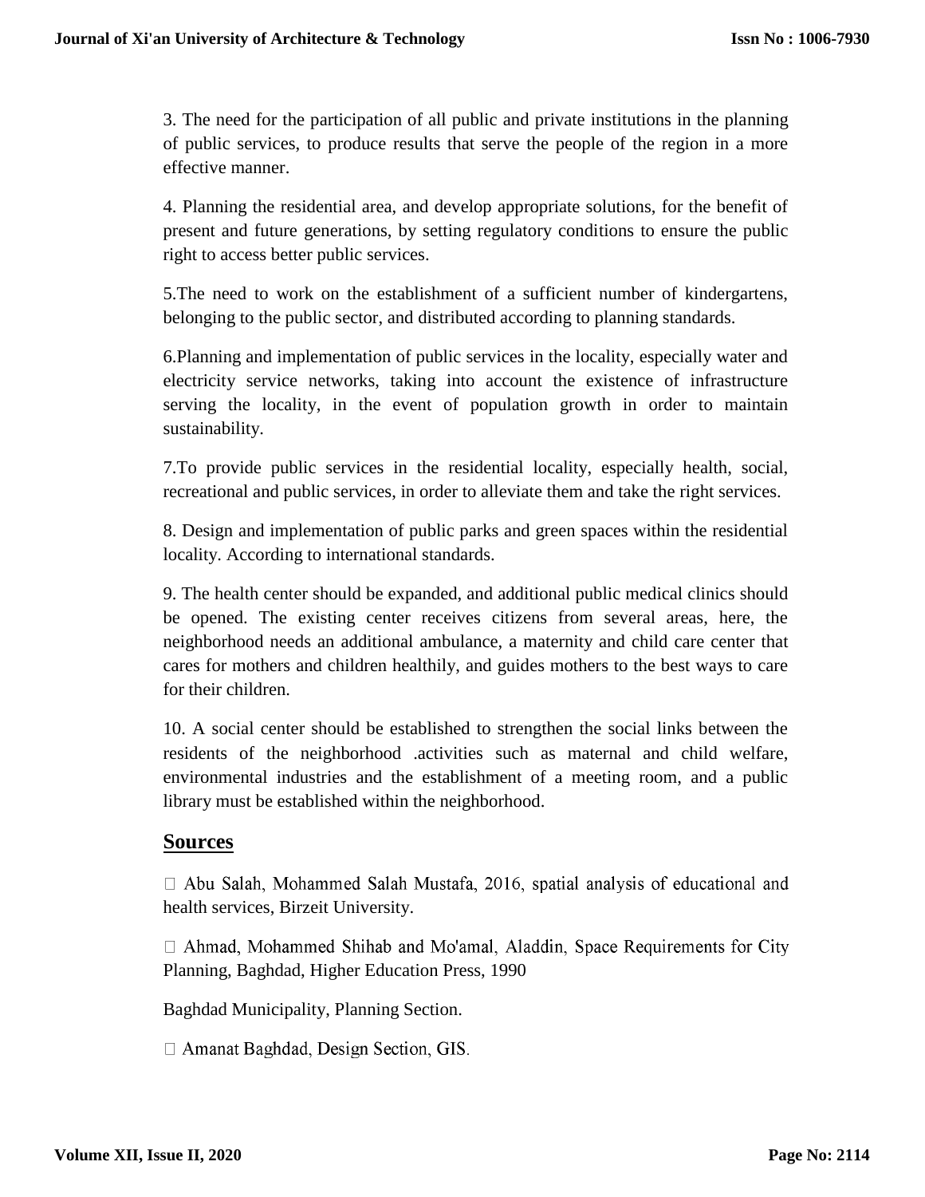3. The need for the participation of all public and private institutions in the planning of public services, to produce results that serve the people of the region in a more effective manner.

4. Planning the residential area, and develop appropriate solutions, for the benefit of present and future generations, by setting regulatory conditions to ensure the public right to access better public services.

5.The need to work on the establishment of a sufficient number of kindergartens, belonging to the public sector, and distributed according to planning standards.

6.Planning and implementation of public services in the locality, especially water and electricity service networks, taking into account the existence of infrastructure serving the locality, in the event of population growth in order to maintain sustainability.

7.To provide public services in the residential locality, especially health, social, recreational and public services, in order to alleviate them and take the right services.

8. Design and implementation of public parks and green spaces within the residential locality. According to international standards.

9. The health center should be expanded, and additional public medical clinics should be opened. The existing center receives citizens from several areas, here, the neighborhood needs an additional ambulance, a maternity and child care center that cares for mothers and children healthily, and guides mothers to the best ways to care for their children.

10. A social center should be established to strengthen the social links between the residents of the neighborhood .activities such as maternal and child welfare, environmental industries and the establishment of a meeting room, and a public library must be established within the neighborhood.

## Sources

- Abu Salah, Mohammed Salah Mustafa, 2016, spatial analysis of educational and health services, Birzeit University.

- Ahmad, Mohammed Shihab and Mo'amal, Aladdin, Space Requirements for City Planning, Baghdad, Higher Education Press, 1990

Baghdad Municipality, Planning Section.

- Amanat Baghdad, Design Section, GIS.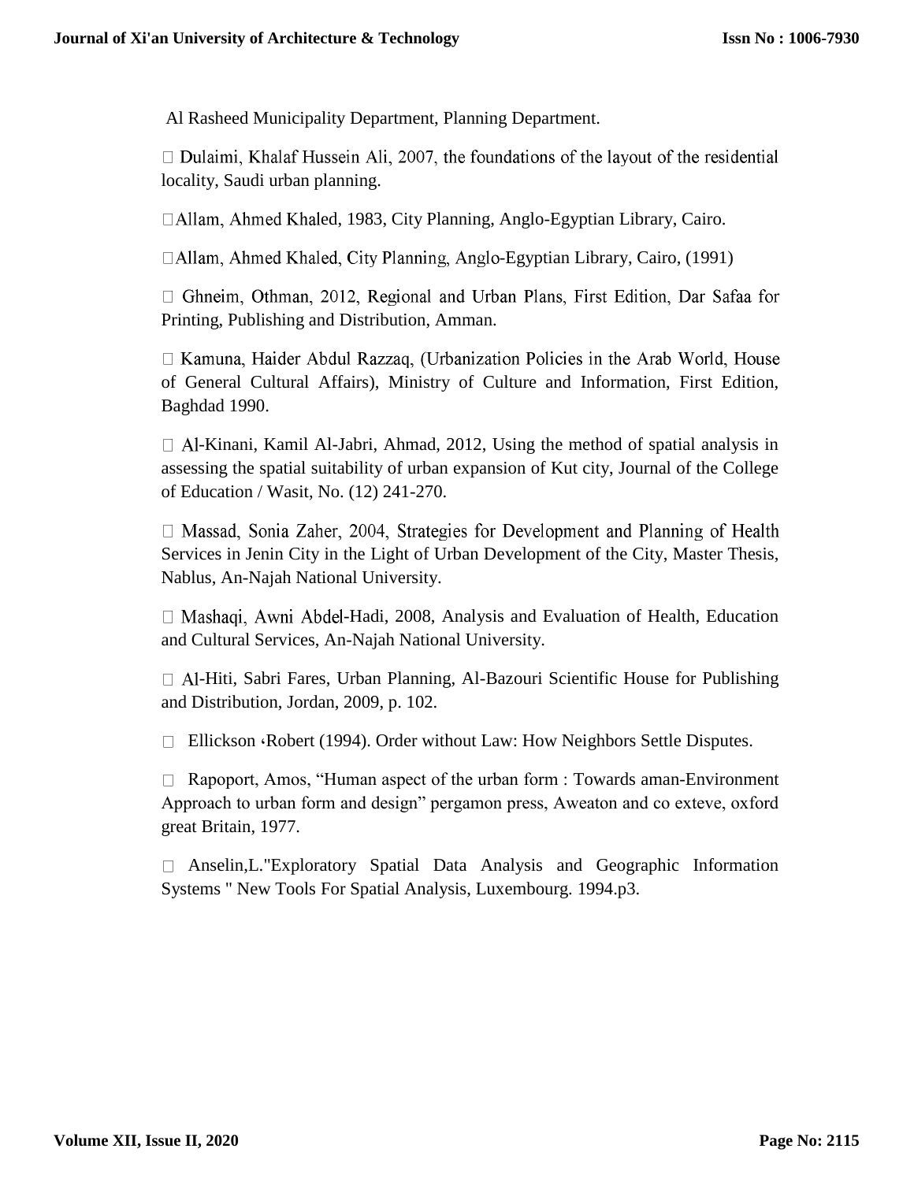Al Rasheed Municipality Department, Planning Department.

- Dulaimi, Khalaf Hussein Ali, 2007, the foundations of the layout of the residential locality, Saudi urban planning.

- Allam, Ahmed Khaled, 1983, City Planning, Anglo-Egyptian Library, Cairo.

- Allam, Ahmed Khaled, City Planning, Anglo-Egyptian Library, Cairo, (1991)

- Ghneim, Othman, 2012, Regional and Urban Plans, First Edition, Dar Safaa for Printing, Publishing and Distribution, Amman.

- Kamuna, Haider Abdul Razzaq, (Urbanization Policies in the Arab World, House of General Cultural Affairs), Ministry of Culture and Information, First Edition, Baghdad 1990.

- Al-Kinani, Kamil Al-Jabri, Ahmad, 2012, Using the method of spatial analysis in assessing the spatial suitability of urban expansion of Kut city, Journal of the College of Education / Wasit, No. (12) 241-270.

- Massad, Sonia Zaher, 2004, Strategies for Development and Planning of Health Services in Jenin City in the Light of Urban Development of the City, Master Thesis, Nablus, An-Najah National University.

- Mashaqi, Awni Abdel-Hadi, 2008, Analysis and Evaluation of Health, Education and Cultural Services, An-Najah National University.

- Al-Hiti, Sabri Fares, Urban Planning, Al-Bazouri Scientific House for Publishing and Distribution, Jordan, 2009, p. 102.

- Ellickson ‹Robert (1994). Order without Law: How Neighbors Settle Disputes.

- Rapoport, Amos, “Human aspect of the urban form : Towards aman-Environment Approach to urban form and design” pergamon press, Aweaton and co exteve, oxford great Britain, 1977.

- Anselin,L."Exploratory Spatial Data Analysis and Geographic Information Systems " New Tools For Spatial Analysis, Luxembourg. 1994.p3.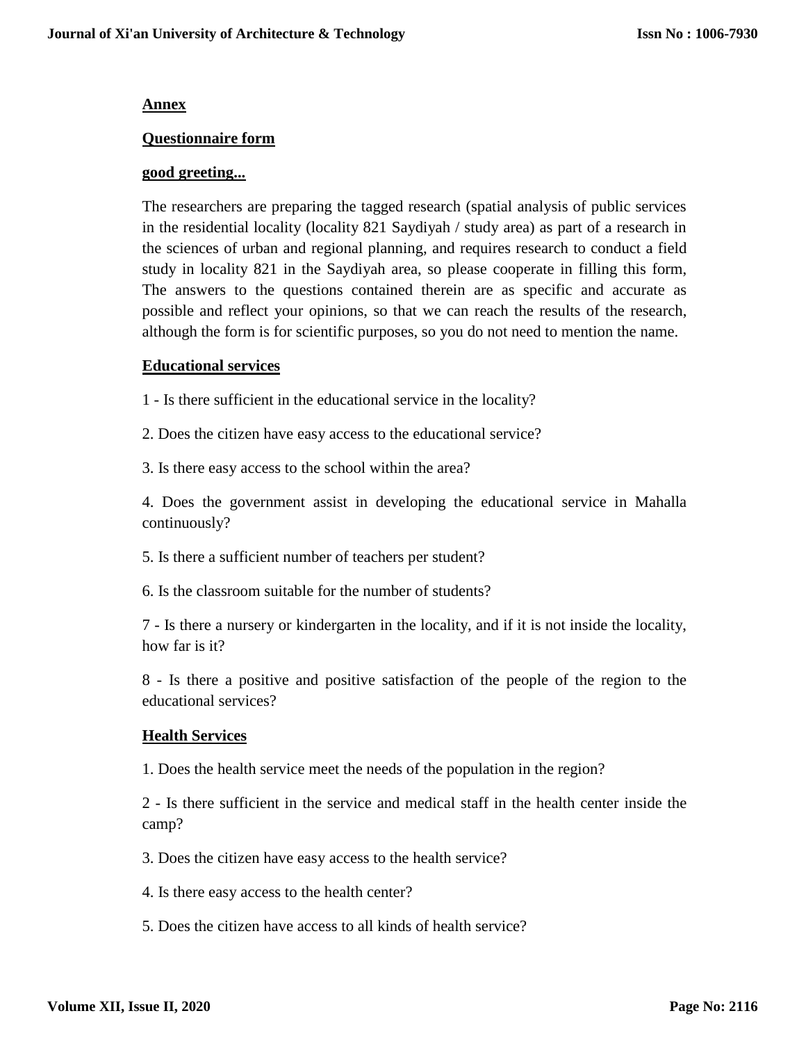## Annex

### Questionnaire form

**good greeting...**

The researchers are preparing the tagged research (spatial analysis of public services in the residential locality (locality 821 Saydiyah / study area) as part of a research in the sciences of urban and regional planning, and requires research to conduct a field study in locality 821 in the Saydiyah area, so please cooperate in filling this form, The answers to the questions contained therein are as specific and accurate as possible and reflect your opinions, so that we can reach the results of the research, although the form is for scientific purposes, so you do not need to mention the name.

### Educational services

1 - Is there sufficient in the educational service in the locality?

2. Does the citizen have easy access to the educational service?

3. Is there easy access to the school within the area?

4. Does the government assist in developing the educational service in Mahalla continuously?

5. Is there a sufficient number of teachers per student?

6. Is the classroom suitable for the number of students?

7 - Is there a nursery or kindergarten in the locality, and if it is not inside the locality, how far is it?

8 - Is there a positive and positive satisfaction of the people of the region to the educational services?

### Health Services

1. Does the health service meet the needs of the population in the region?

2 - Is there sufficient in the service and medical staff in the health center inside the camp?

3. Does the citizen have easy access to the health service?

4. Is there easy access to the health center?

5. Does the citizen have access to all kinds of health service?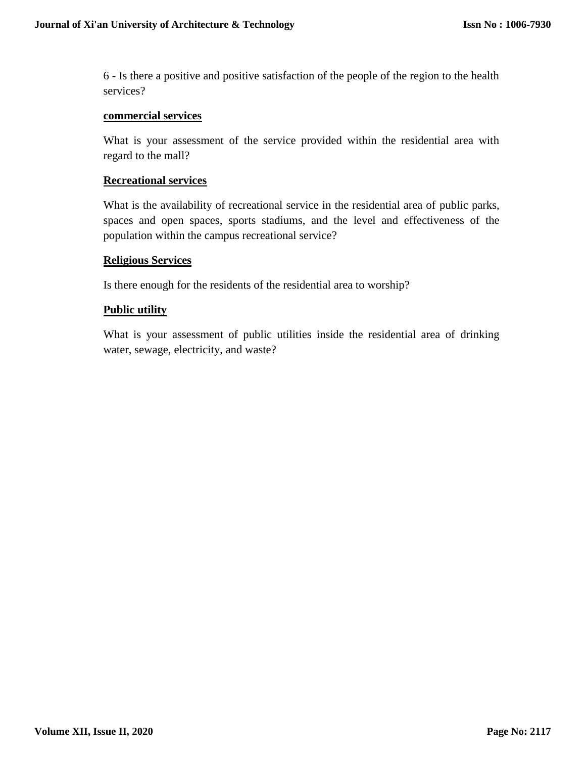6 - Is there a positive and positive satisfaction of the people of the region to the health services?

**commercial services**

What is your assessment of the service provided within the residential area with regard to the mall?

**Recreational services**

What is the availability of recreational service in the residential area of public parks, spaces and open spaces, sports stadiums, and the level and effectiveness of the population within the campus recreational service?

**Religious Services**

Is there enough for the residents of the residential area to worship?

**Public utility**

What is your assessment of public utilities inside the residential area of drinking water, sewage, electricity, and waste?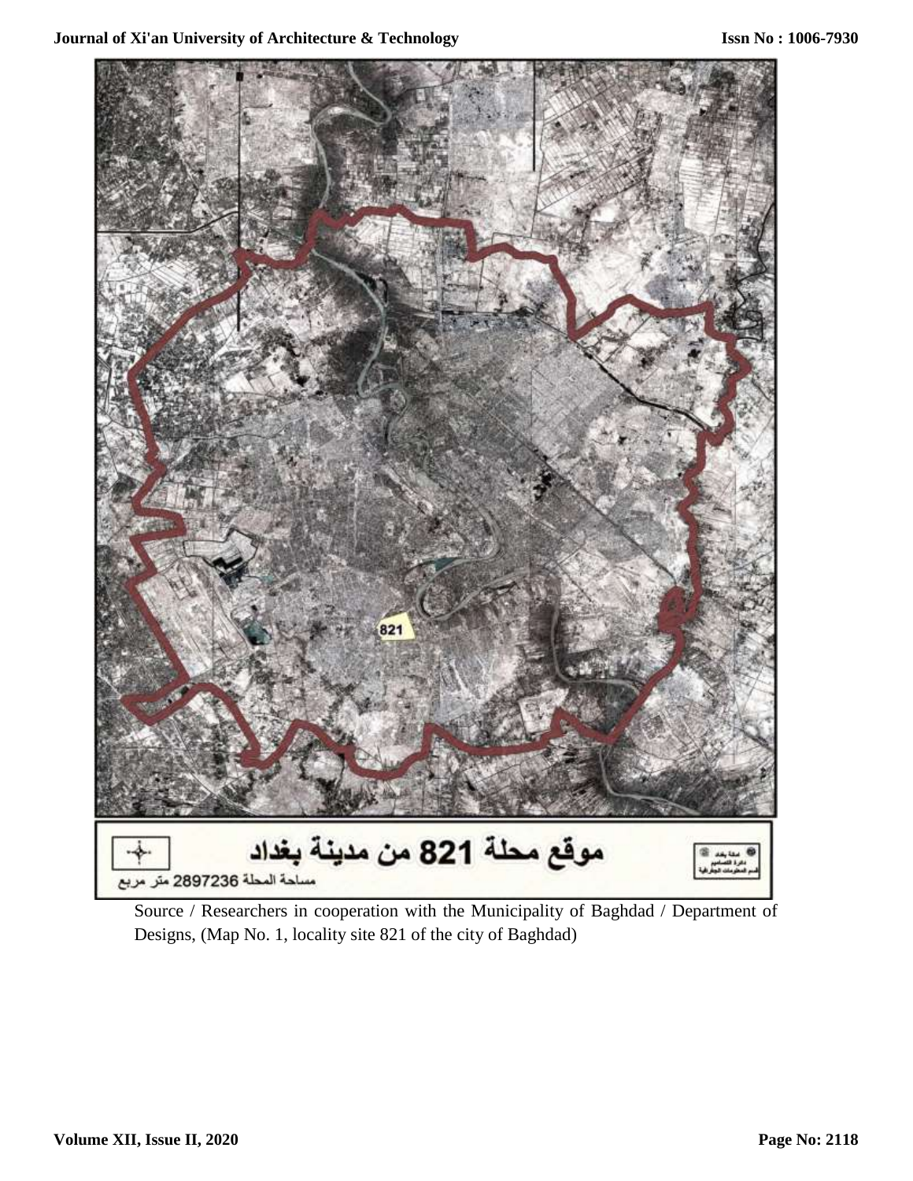موقع محلة 821 من مدينة بغداد

مساحة المحلة 2897236 متر مربع

Source / Researchers in cooperation with the Municipality of Baghdad / Department of Designs, (Map No. 1, locality site 821 of the city of Baghdad)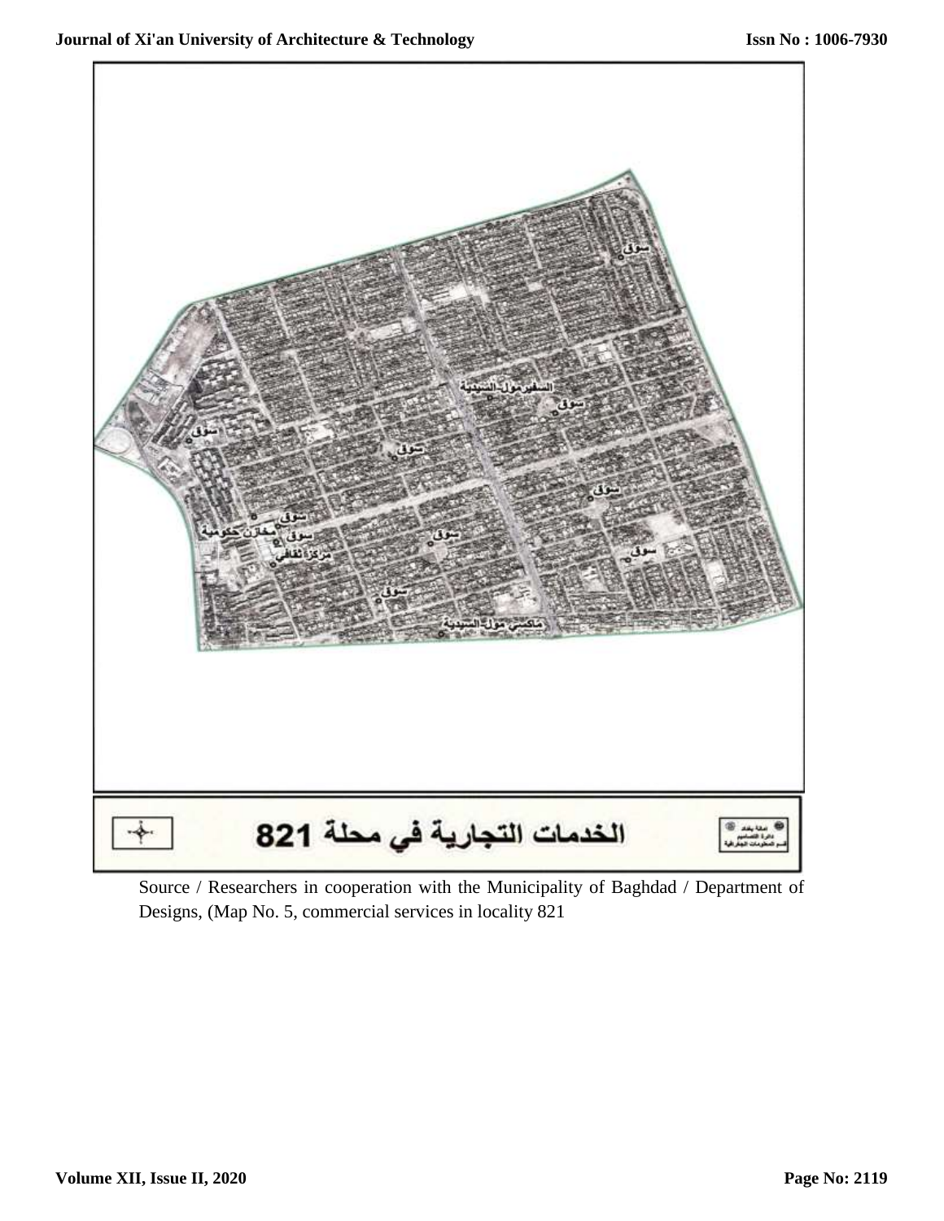Source / Researchers in cooperation with the Municipality of Baghdad / Department of Designs, (Map No. 5, commercial services in locality 821